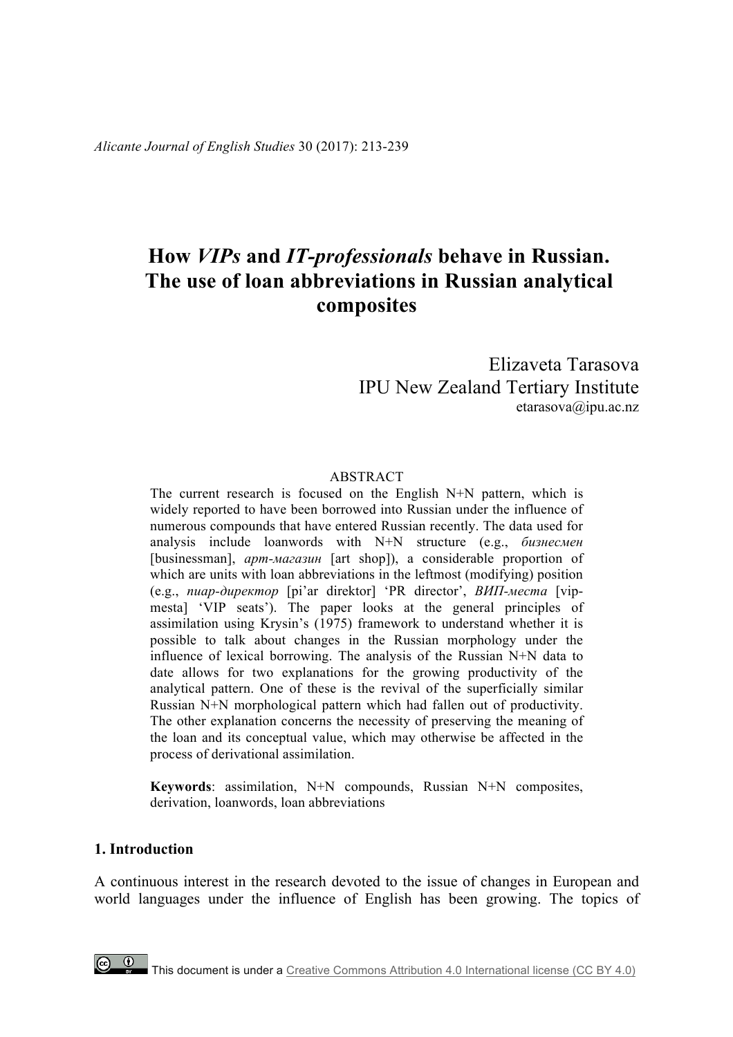# How *VIPs* and *IT-professionals* behave in Russian. The use of loan abbreviations in Russian analytical composites

Elizaveta Tarasova
IPU New Zealand Tertiary Institute
etarasova@ipu.ac.nz

## ABSTRACT

The current research is focused on the English N+N pattern, which is widely reported to have been borrowed into Russian under the influence of numerous compounds that have entered Russian recently. The data used for analysis include loanwords with N+N structure (e.g., *бизнесмен* [businessman], *арт-магазин* [art shop]), a considerable proportion of which are units with loan abbreviations in the leftmost (modifying) position (e.g., *пиар-директор* [pi'ar direktor] 'PR director', *ВИП-места* [vip-mesta] 'VIP seats'). The paper looks at the general principles of assimilation using Krysin's (1975) framework to understand whether it is possible to talk about changes in the Russian morphology under the influence of lexical borrowing. The analysis of the Russian N+N data to date allows for two explanations for the growing productivity of the analytical pattern. One of these is the revival of the superficially similar Russian N+N morphological pattern which had fallen out of productivity. The other explanation concerns the necessity of preserving the meaning of the loan and its conceptual value, which may otherwise be affected in the process of derivational assimilation.

**Keywords**: assimilation, N+N compounds, Russian N+N composites, derivation, loanwords, loan abbreviations

## 1. Introduction

A continuous interest in the research devoted to the issue of changes in European and world languages under the influence of English has been growing. The topics of

This document is under a Creative Commons Attribution 4.0 International license (CC BY 4.0)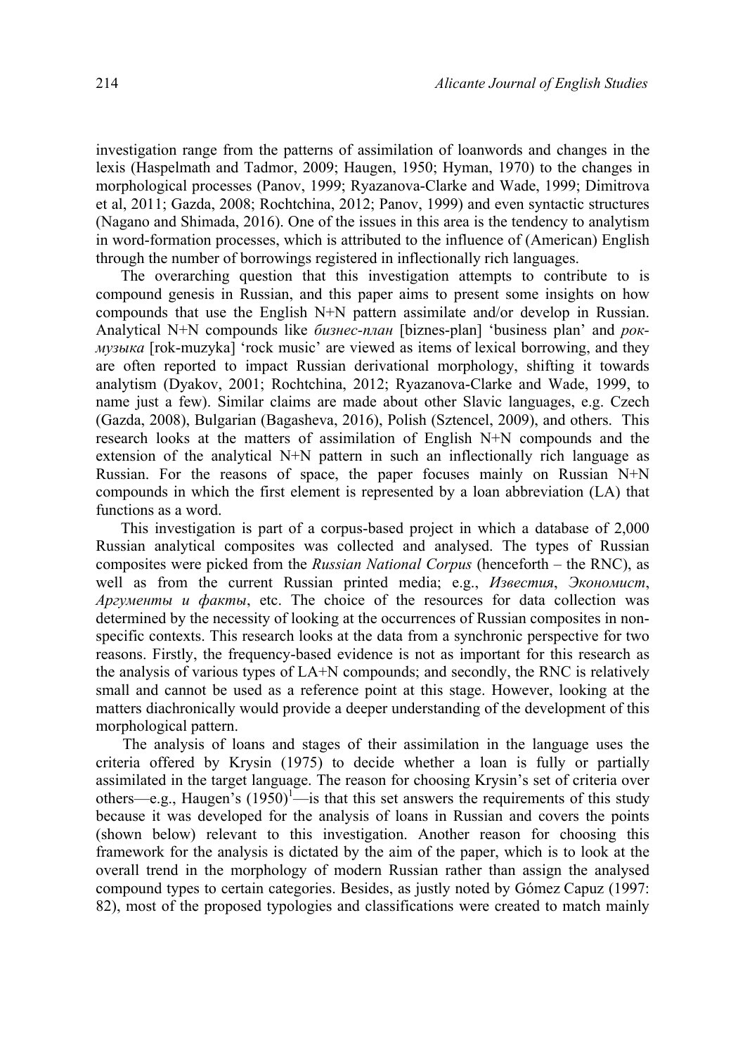investigation range from the patterns of assimilation of loanwords and changes in the lexis (Haspelmath and Tadmor, 2009; Haugen, 1950; Hyman, 1970) to the changes in morphological processes (Panov, 1999; Ryazanova-Clarke and Wade, 1999; Dimitrova et al, 2011; Gazda, 2008; Rochtchina, 2012; Panov, 1999) and even syntactic structures (Nagano and Shimada, 2016). One of the issues in this area is the tendency to analytism in word-formation processes, which is attributed to the influence of (American) English through the number of borrowings registered in inflectionally rich languages.

The overarching question that this investigation attempts to contribute to is compound genesis in Russian, and this paper aims to present some insights on how compounds that use the English N+N pattern assimilate and/or develop in Russian. Analytical N+N compounds like *бизнес-план* [biznes-plan] 'business plan' and *рок-музыка* [rok-muzyka] 'rock music' are viewed as items of lexical borrowing, and they are often reported to impact Russian derivational morphology, shifting it towards analytism (Dyakov, 2001; Rochtchina, 2012; Ryazanova-Clarke and Wade, 1999, to name just a few). Similar claims are made about other Slavic languages, e.g. Czech (Gazda, 2008), Bulgarian (Bagasheva, 2016), Polish (Sztencel, 2009), and others. This research looks at the matters of assimilation of English N+N compounds and the extension of the analytical N+N pattern in such an inflectionally rich language as Russian. For the reasons of space, the paper focuses mainly on Russian N+N compounds in which the first element is represented by a loan abbreviation (LA) that functions as a word.

This investigation is part of a corpus-based project in which a database of 2,000 Russian analytical composites was collected and analysed. The types of Russian composites were picked from the *Russian National Corpus* (henceforth – the RNC), as well as from the current Russian printed media; e.g., *Известия*, *Экономист*, *Аргументы и факты*, etc. The choice of the resources for data collection was determined by the necessity of looking at the occurrences of Russian composites in non-specific contexts. This research looks at the data from a synchronic perspective for two reasons. Firstly, the frequency-based evidence is not as important for this research as the analysis of various types of LA+N compounds; and secondly, the RNC is relatively small and cannot be used as a reference point at this stage. However, looking at the matters diachronically would provide a deeper understanding of the development of this morphological pattern.

The analysis of loans and stages of their assimilation in the language uses the criteria offered by Krysin (1975) to decide whether a loan is fully or partially assimilated in the target language. The reason for choosing Krysin's set of criteria over others—e.g., Haugen's (1950)[1]—is that this set answers the requirements of this study because it was developed for the analysis of loans in Russian and covers the points (shown below) relevant to this investigation. Another reason for choosing this framework for the analysis is dictated by the aim of the paper, which is to look at the overall trend in the morphology of modern Russian rather than assign the analysed compound types to certain categories. Besides, as justly noted by Gómez Capuz (1997: 82), most of the proposed typologies and classifications were created to match mainly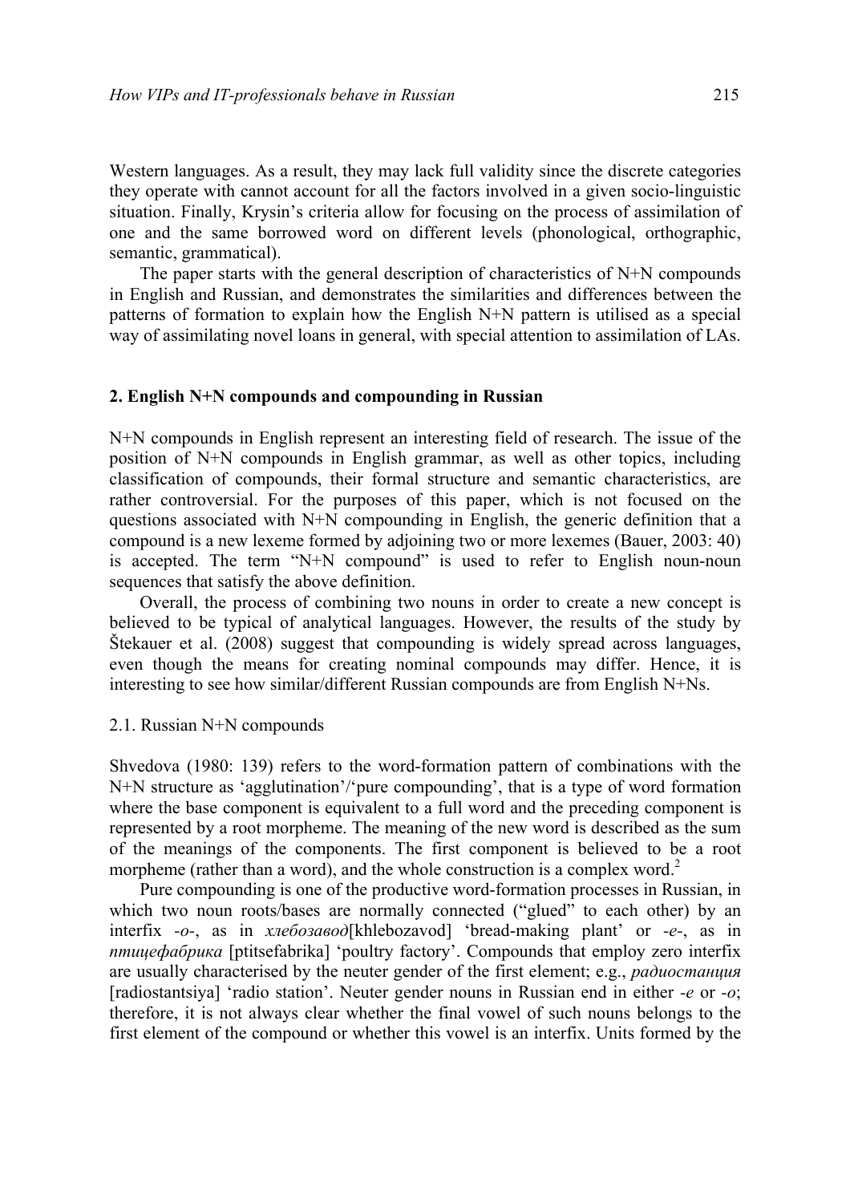Western languages. As a result, they may lack full validity since the discrete categories they operate with cannot account for all the factors involved in a given socio-linguistic situation. Finally, Krysin's criteria allow for focusing on the process of assimilation of one and the same borrowed word on different levels (phonological, orthographic, semantic, grammatical).

The paper starts with the general description of characteristics of N+N compounds in English and Russian, and demonstrates the similarities and differences between the patterns of formation to explain how the English N+N pattern is utilised as a special way of assimilating novel loans in general, with special attention to assimilation of LAs.

## 2. English N+N compounds and compounding in Russian

N+N compounds in English represent an interesting field of research. The issue of the position of N+N compounds in English grammar, as well as other topics, including classification of compounds, their formal structure and semantic characteristics, are rather controversial. For the purposes of this paper, which is not focused on the questions associated with N+N compounding in English, the generic definition that a compound is a new lexeme formed by adjoining two or more lexemes (Bauer, 2003: 40) is accepted. The term "N+N compound" is used to refer to English noun-noun sequences that satisfy the above definition.

Overall, the process of combining two nouns in order to create a new concept is believed to be typical of analytical languages. However, the results of the study by Štekauer et al. (2008) suggest that compounding is widely spread across languages, even though the means for creating nominal compounds may differ. Hence, it is interesting to see how similar/different Russian compounds are from English N+Ns.

### 2.1. Russian N+N compounds

Shvedova (1980: 139) refers to the word-formation pattern of combinations with the N+N structure as 'agglutination'/'pure compounding', that is a type of word formation where the base component is equivalent to a full word and the preceding component is represented by a root morpheme. The meaning of the new word is described as the sum of the meanings of the components. The first component is believed to be a root morpheme (rather than a word), and the whole construction is a complex word.[2]

Pure compounding is one of the productive word-formation processes in Russian, in which two noun roots/bases are normally connected ("glued" to each other) by an interfix *-o-*, as in *хлебозавод*[khlebozavod] 'bread-making plant' or *-e-*, as in *птицефабрика* [ptitsefabrika] 'poultry factory'. Compounds that employ zero interfix are usually characterised by the neuter gender of the first element; e.g., *радиостанция* [radiostantsiya] 'radio station'. Neuter gender nouns in Russian end in either *-e* or *-o*; therefore, it is not always clear whether the final vowel of such nouns belongs to the first element of the compound or whether this vowel is an interfix. Units formed by the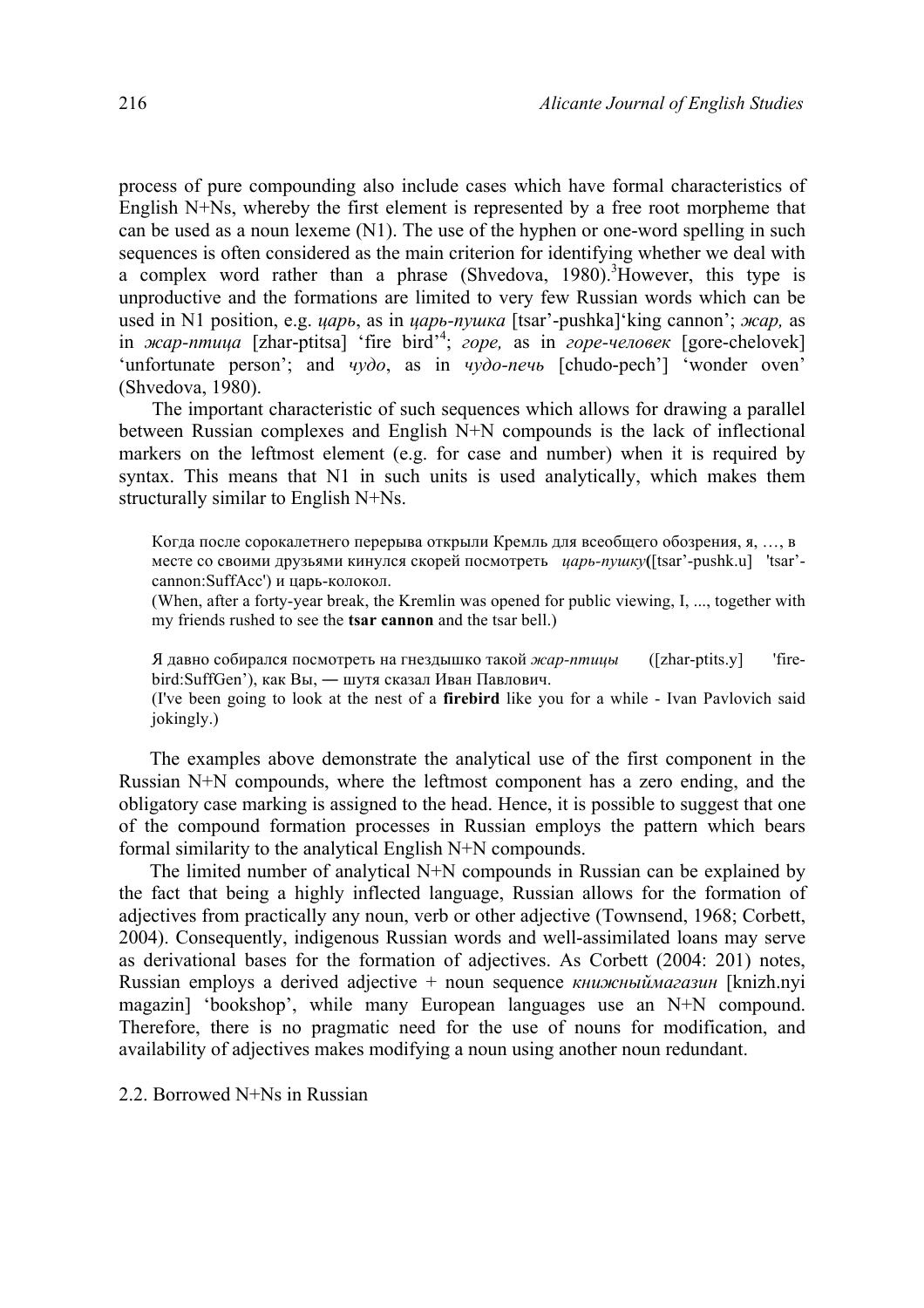process of pure compounding also include cases which have formal characteristics of English N+Ns, whereby the first element is represented by a free root morpheme that can be used as a noun lexeme (N1). The use of the hyphen or one-word spelling in such sequences is often considered as the main criterion for identifying whether we deal with a complex word rather than a phrase (Shvedova, 1980).[3] However, this type is unproductive and the formations are limited to very few Russian words which can be used in N1 position, e.g. *царь*, as in *царь-пушка* [tsar'-pushka]'king cannon'; *жар,* as in *жар-птица* [zhar-ptitsa] 'fire bird'[4]; *горе,* as in *горе-человек* [gore-chelovek] 'unfortunate person'; and *чудо*, as in *чудо-печь* [chudo-pech'] 'wonder oven' (Shvedova, 1980).

The important characteristic of such sequences which allows for drawing a parallel between Russian complexes and English N+N compounds is the lack of inflectional markers on the leftmost element (e.g. for case and number) when it is required by syntax. This means that N1 in such units is used analytically, which makes them structurally similar to English N+Ns.

> Когда после сорокалетнего перерыва открыли Кремль для всеобщего обозрения, я, …, в месте со своими друзьями кинулся скорей посмотреть *царь-пушку*([tsar'-pushk.u] 'tsar'-cannon:SuffAcc') и царь-колокол.
> (When, after a forty-year break, the Kremlin was opened for public viewing, I, ..., together with my friends rushed to see the **tsar cannon** and the tsar bell.)
>
> Я давно собирался посмотреть на гнездышко такой *жар-птицы* ([zhar-ptits.y] 'fire-bird:SuffGen'), как Вы, — шутя сказал Иван Павлович.
> (I've been going to look at the nest of a **firebird** like you for a while - Ivan Pavlovich said jokingly.)

The examples above demonstrate the analytical use of the first component in the Russian N+N compounds, where the leftmost component has a zero ending, and the obligatory case marking is assigned to the head. Hence, it is possible to suggest that one of the compound formation processes in Russian employs the pattern which bears formal similarity to the analytical English N+N compounds.

The limited number of analytical N+N compounds in Russian can be explained by the fact that being a highly inflected language, Russian allows for the formation of adjectives from practically any noun, verb or other adjective (Townsend, 1968; Corbett, 2004). Consequently, indigenous Russian words and well-assimilated loans may serve as derivational bases for the formation of adjectives. As Corbett (2004: 201) notes, Russian employs a derived adjective + noun sequence *книжныймагазин* [knizh.nyi magazin] 'bookshop', while many European languages use an N+N compound. Therefore, there is no pragmatic need for the use of nouns for modification, and availability of adjectives makes modifying a noun using another noun redundant.

## 2.2. Borrowed N+Ns in Russian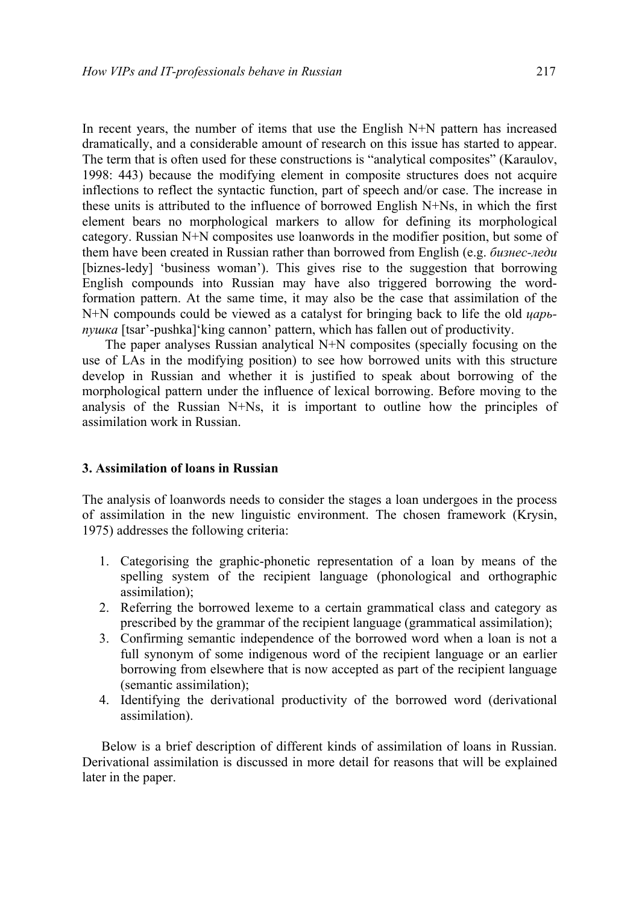In recent years, the number of items that use the English N+N pattern has increased dramatically, and a considerable amount of research on this issue has started to appear. The term that is often used for these constructions is "analytical composites" (Karaulov, 1998: 443) because the modifying element in composite structures does not acquire inflections to reflect the syntactic function, part of speech and/or case. The increase in these units is attributed to the influence of borrowed English N+Ns, in which the first element bears no morphological markers to allow for defining its morphological category. Russian N+N composites use loanwords in the modifier position, but some of them have been created in Russian rather than borrowed from English (e.g. *бизнес-леди* [biznes-ledy] 'business woman'). This gives rise to the suggestion that borrowing English compounds into Russian may have also triggered borrowing the word-formation pattern. At the same time, it may also be the case that assimilation of the N+N compounds could be viewed as a catalyst for bringing back to life the old *царь-пушка* [tsar'-pushka]'king cannon' pattern, which has fallen out of productivity.

The paper analyses Russian analytical N+N composites (specially focusing on the use of LAs in the modifying position) to see how borrowed units with this structure develop in Russian and whether it is justified to speak about borrowing of the morphological pattern under the influence of lexical borrowing. Before moving to the analysis of the Russian N+Ns, it is important to outline how the principles of assimilation work in Russian.

### 3. Assimilation of loans in Russian

The analysis of loanwords needs to consider the stages a loan undergoes in the process of assimilation in the new linguistic environment. The chosen framework (Krysin, 1975) addresses the following criteria:

1. Categorising the graphic-phonetic representation of a loan by means of the spelling system of the recipient language (phonological and orthographic assimilation);
2. Referring the borrowed lexeme to a certain grammatical class and category as prescribed by the grammar of the recipient language (grammatical assimilation);
3. Confirming semantic independence of the borrowed word when a loan is not a full synonym of some indigenous word of the recipient language or an earlier borrowing from elsewhere that is now accepted as part of the recipient language (semantic assimilation);
4. Identifying the derivational productivity of the borrowed word (derivational assimilation).

Below is a brief description of different kinds of assimilation of loans in Russian. Derivational assimilation is discussed in more detail for reasons that will be explained later in the paper.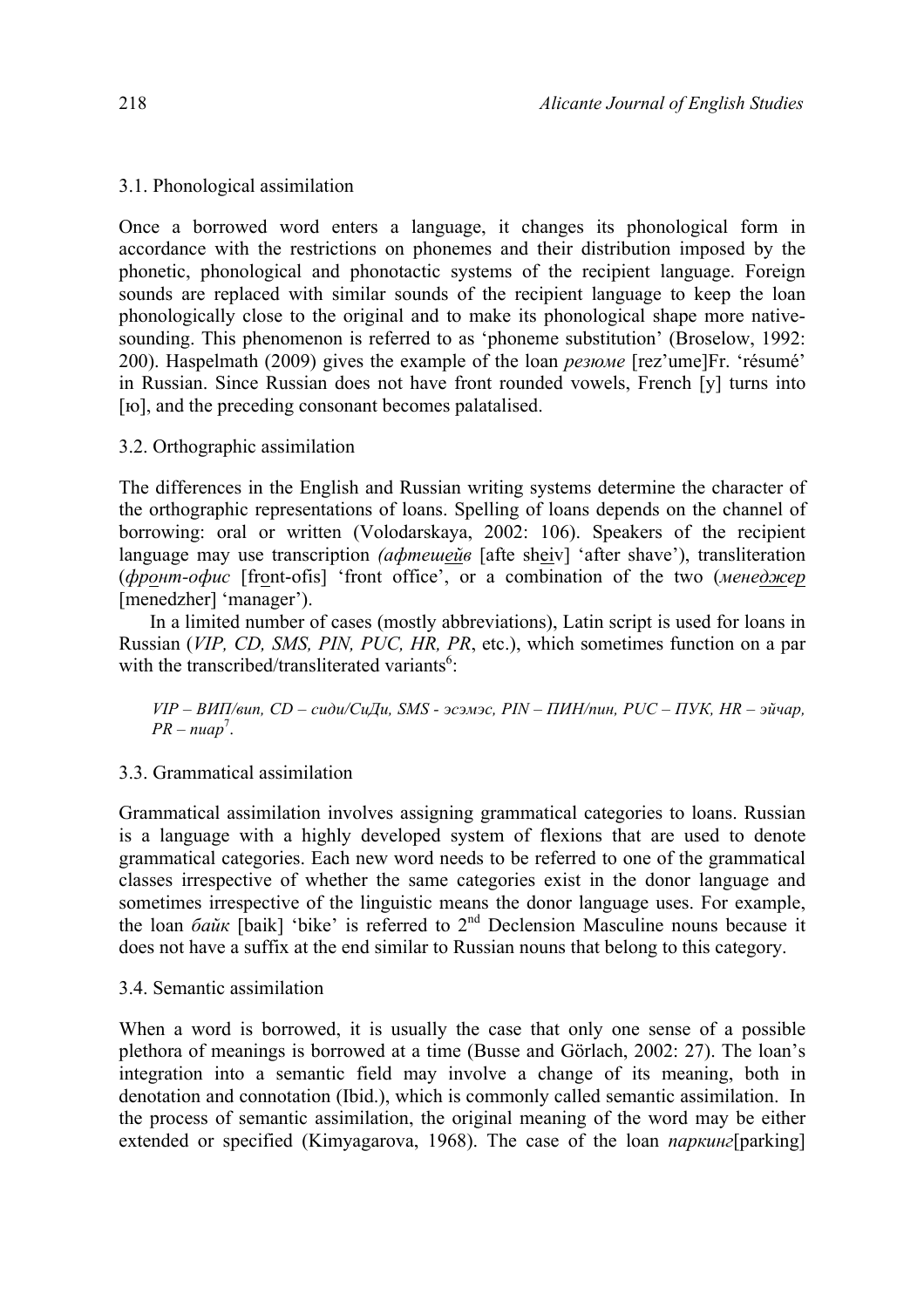### 3.1. Phonological assimilation

Once a borrowed word enters a language, it changes its phonological form in accordance with the restrictions on phonemes and their distribution imposed by the phonetic, phonological and phonotactic systems of the recipient language. Foreign sounds are replaced with similar sounds of the recipient language to keep the loan phonologically close to the original and to make its phonological shape more native-sounding. This phenomenon is referred to as 'phoneme substitution' (Broselow, 1992: 200). Haspelmath (2009) gives the example of the loan *резюме* [rez'ume]Fr. 'résumé' in Russian. Since Russian does not have front rounded vowels, French [y] turns into [ю], and the preceding consonant becomes palatalised.

### 3.2. Orthographic assimilation

The differences in the English and Russian writing systems determine the character of the orthographic representations of loans. Spelling of loans depends on the channel of borrowing: oral or written (Volodarskaya, 2002: 106). Speakers of the recipient language may use transcription *(афтешейв* [afte sheiv] 'after shave'), transliteration (*фронт-офис* [front-ofis] 'front office', or a combination of the two (*менеджер* [menedzher] 'manager').

In a limited number of cases (mostly abbreviations), Latin script is used for loans in Russian (*VIP, CD, SMS, PIN, PUC, HR, PR*, etc.), which sometimes function on a par with the transcribed/transliterated variants[6]:

*VIP – ВИП/вип, CD – сиди/СиДи, SMS - эсэмэс, PIN – ПИН/пин, PUC – ПУК, HR – эйчар, PR – пиар*[7].

### 3.3. Grammatical assimilation

Grammatical assimilation involves assigning grammatical categories to loans. Russian is a language with a highly developed system of flexions that are used to denote grammatical categories. Each new word needs to be referred to one of the grammatical classes irrespective of whether the same categories exist in the donor language and sometimes irrespective of the linguistic means the donor language uses. For example, the loan *байк* [baik] 'bike' is referred to 2nd Declension Masculine nouns because it does not have a suffix at the end similar to Russian nouns that belong to this category.

### 3.4. Semantic assimilation

When a word is borrowed, it is usually the case that only one sense of a possible plethora of meanings is borrowed at a time (Busse and Görlach, 2002: 27). The loan's integration into a semantic field may involve a change of its meaning, both in denotation and connotation (Ibid.), which is commonly called semantic assimilation. In the process of semantic assimilation, the original meaning of the word may be either extended or specified (Kimyagarova, 1968). The case of the loan *паркинг*[parking]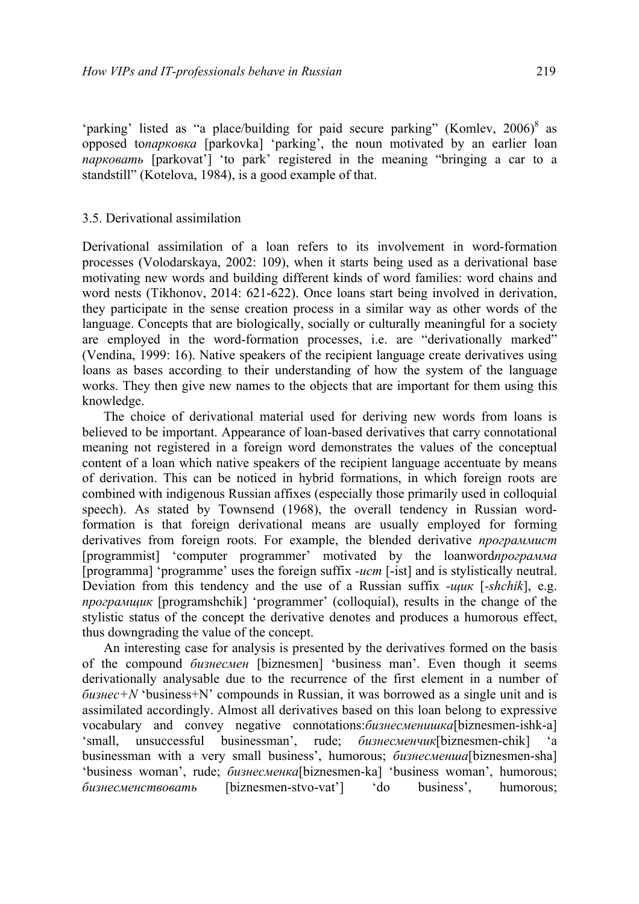'parking' listed as "a place/building for paid secure parking" (Komlev, 2006)[8] as opposed to*парковка* [parkovka] 'parking', the noun motivated by an earlier loan *парковать* [parkovat'] 'to park' registered in the meaning "bringing a car to a standstill" (Kotelova, 1984), is a good example of that.

### 3.5. Derivational assimilation

Derivational assimilation of a loan refers to its involvement in word-formation processes (Volodarskaya, 2002: 109), when it starts being used as a derivational base motivating new words and building different kinds of word families: word chains and word nests (Tikhonov, 2014: 621-622). Once loans start being involved in derivation, they participate in the sense creation process in a similar way as other words of the language. Concepts that are biologically, socially or culturally meaningful for a society are employed in the word-formation processes, i.e. are "derivationally marked" (Vendina, 1999: 16). Native speakers of the recipient language create derivatives using loans as bases according to their understanding of how the system of the language works. They then give new names to the objects that are important for them using this knowledge.

The choice of derivational material used for deriving new words from loans is believed to be important. Appearance of loan-based derivatives that carry connotational meaning not registered in a foreign word demonstrates the values of the conceptual content of a loan which native speakers of the recipient language accentuate by means of derivation. This can be noticed in hybrid formations, in which foreign roots are combined with indigenous Russian affixes (especially those primarily used in colloquial speech). As stated by Townsend (1968), the overall tendency in Russian word-formation is that foreign derivational means are usually employed for forming derivatives from foreign roots. For example, the blended derivative *программист* [programmist] 'computer programmer' motivated by the loanword*программа* [programma] 'programme' uses the foreign suffix *-ист* [-ist] and is stylistically neutral. Deviation from this tendency and the use of a Russian suffix *-щик* [*-shchik*], e.g. *програмщик* [programshchik] 'programmer' (colloquial), results in the change of the stylistic status of the concept the derivative denotes and produces a humorous effect, thus downgrading the value of the concept.

An interesting case for analysis is presented by the derivatives formed on the basis of the compound *бизнесмен* [biznesmen] 'business man'. Even though it seems derivationally analysable due to the recurrence of the first element in a number of *бизнес+N* 'business+N' compounds in Russian, it was borrowed as a single unit and is assimilated accordingly. Almost all derivatives based on this loan belong to expressive vocabulary and convey negative connotations:*бизнесменишка*[biznesmen-ishk-a] 'small, unsuccessful businessman', rude; *бизнесменчик*[biznesmen-chik] 'a businessman with a very small business', humorous; *бизнесменша*[biznesmen-sha] 'business woman', rude; *бизнесменка*[biznesmen-ka] 'business woman', humorous; *бизнесменствовать* [biznesmen-stvo-vat'] 'do business', humorous;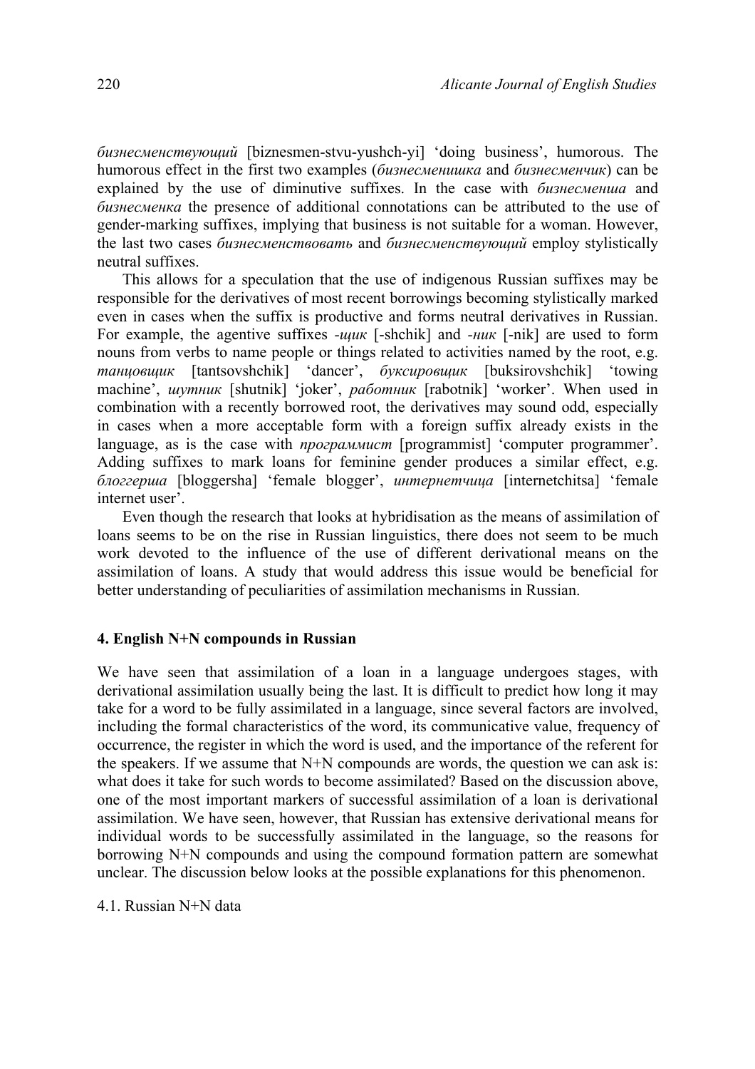*бизнесменствующий* [biznesmen-stvu-yushch-yi] 'doing business', humorous. The humorous effect in the first two examples (*бизнесменишка* and *бизнесменчик*) can be explained by the use of diminutive suffixes. In the case with *бизнесменша* and *бизнесменка* the presence of additional connotations can be attributed to the use of gender-marking suffixes, implying that business is not suitable for a woman. However, the last two cases *бизнесменствовать* and *бизнесменствующий* employ stylistically neutral suffixes.

This allows for a speculation that the use of indigenous Russian suffixes may be responsible for the derivatives of most recent borrowings becoming stylistically marked even in cases when the suffix is productive and forms neutral derivatives in Russian. For example, the agentive suffixes *-щик* [-shchik] and *-ник* [-nik] are used to form nouns from verbs to name people or things related to activities named by the root, e.g. *танцовщик* [tantsovshchik] 'dancer', *буксировщик* [buksirovshchik] 'towing machine', *шутник* [shutnik] 'joker', *работник* [rabotnik] 'worker'. When used in combination with a recently borrowed root, the derivatives may sound odd, especially in cases when a more acceptable form with a foreign suffix already exists in the language, as is the case with *программист* [programmist] 'computer programmer'. Adding suffixes to mark loans for feminine gender produces a similar effect, e.g. *блоггерша* [bloggersha] 'female blogger', *интернетчица* [internetchitsa] 'female internet user'.

Even though the research that looks at hybridisation as the means of assimilation of loans seems to be on the rise in Russian linguistics, there does not seem to be much work devoted to the influence of the use of different derivational means on the assimilation of loans. A study that would address this issue would be beneficial for better understanding of peculiarities of assimilation mechanisms in Russian.

## 4. English N+N compounds in Russian

We have seen that assimilation of a loan in a language undergoes stages, with derivational assimilation usually being the last. It is difficult to predict how long it may take for a word to be fully assimilated in a language, since several factors are involved, including the formal characteristics of the word, its communicative value, frequency of occurrence, the register in which the word is used, and the importance of the referent for the speakers. If we assume that N+N compounds are words, the question we can ask is: what does it take for such words to become assimilated? Based on the discussion above, one of the most important markers of successful assimilation of a loan is derivational assimilation. We have seen, however, that Russian has extensive derivational means for individual words to be successfully assimilated in the language, so the reasons for borrowing N+N compounds and using the compound formation pattern are somewhat unclear. The discussion below looks at the possible explanations for this phenomenon.

### 4.1. Russian N+N data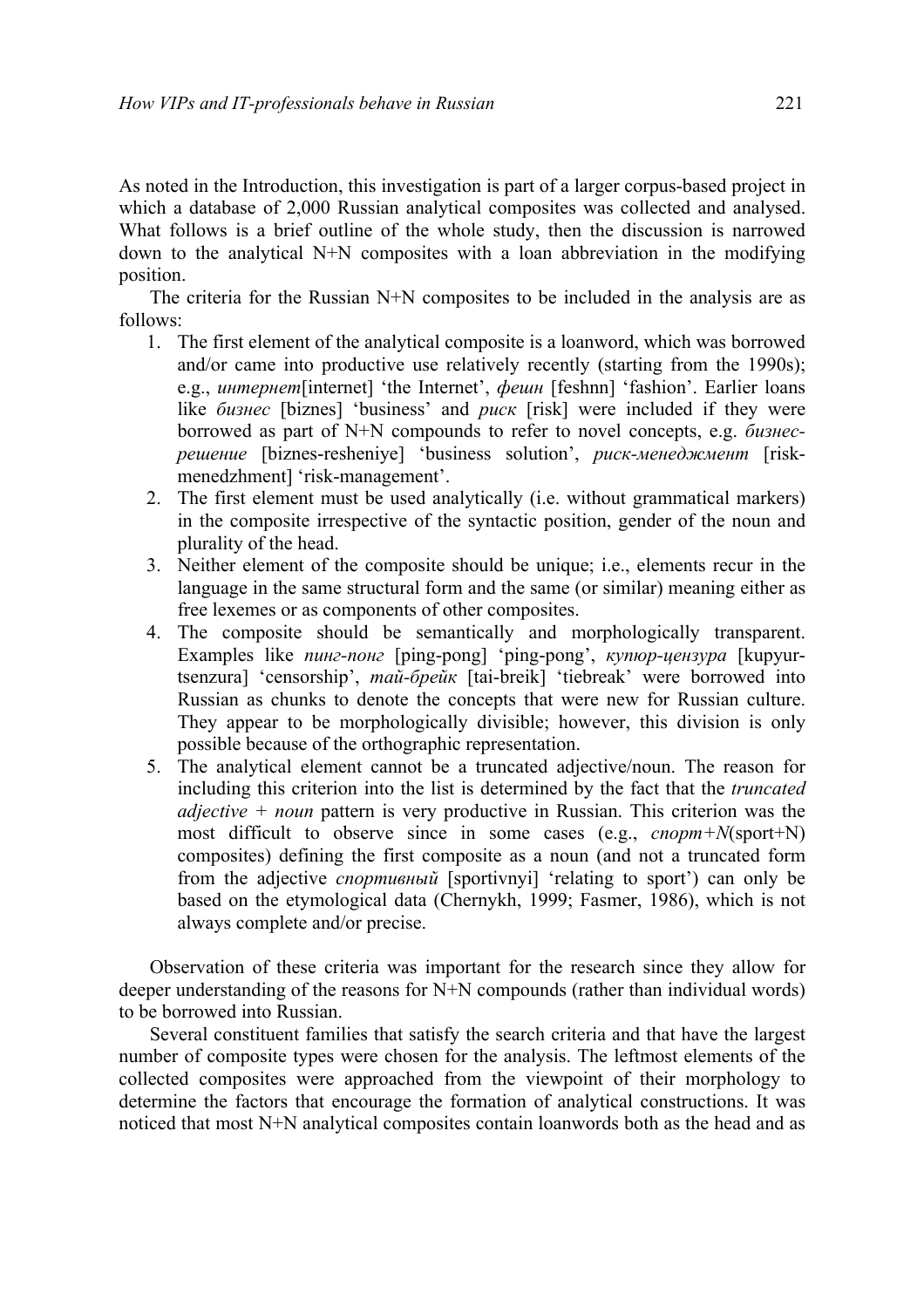As noted in the Introduction, this investigation is part of a larger corpus-based project in which a database of 2,000 Russian analytical composites was collected and analysed. What follows is a brief outline of the whole study, then the discussion is narrowed down to the analytical N+N composites with a loan abbreviation in the modifying position.

The criteria for the Russian N+N composites to be included in the analysis are as follows:

1. The first element of the analytical composite is a loanword, which was borrowed and/or came into productive use relatively recently (starting from the 1990s); e.g., *интернет*[internet] 'the Internet', *фешн* [feshnn] 'fashion'. Earlier loans like *бизнес* [biznes] 'business' and *риск* [risk] were included if they were borrowed as part of N+N compounds to refer to novel concepts, e.g. *бизнес-решение* [biznes-resheniye] 'business solution', *риск-менеджмент* [risk-menedzhment] 'risk-management'.
2. The first element must be used analytically (i.e. without grammatical markers) in the composite irrespective of the syntactic position, gender of the noun and plurality of the head.
3. Neither element of the composite should be unique; i.e., elements recur in the language in the same structural form and the same (or similar) meaning either as free lexemes or as components of other composites.
4. The composite should be semantically and morphologically transparent. Examples like *пинг-понг* [ping-pong] 'ping-pong', *купюр-цензура* [kupyur-tsenzura] 'censorship', *тай-брейк* [tai-breik] 'tiebreak' were borrowed into Russian as chunks to denote the concepts that were new for Russian culture. They appear to be morphologically divisible; however, this division is only possible because of the orthographic representation.
5. The analytical element cannot be a truncated adjective/noun. The reason for including this criterion into the list is determined by the fact that the *truncated adjective + noun* pattern is very productive in Russian. This criterion was the most difficult to observe since in some cases (e.g., *спорт+N*(sport+N) composites) defining the first composite as a noun (and not a truncated form from the adjective *спортивный* [sportivnyi] 'relating to sport') can only be based on the etymological data (Chernykh, 1999; Fasmer, 1986), which is not always complete and/or precise.

Observation of these criteria was important for the research since they allow for deeper understanding of the reasons for N+N compounds (rather than individual words) to be borrowed into Russian.

Several constituent families that satisfy the search criteria and that have the largest number of composite types were chosen for the analysis. The leftmost elements of the collected composites were approached from the viewpoint of their morphology to determine the factors that encourage the formation of analytical constructions. It was noticed that most N+N analytical composites contain loanwords both as the head and as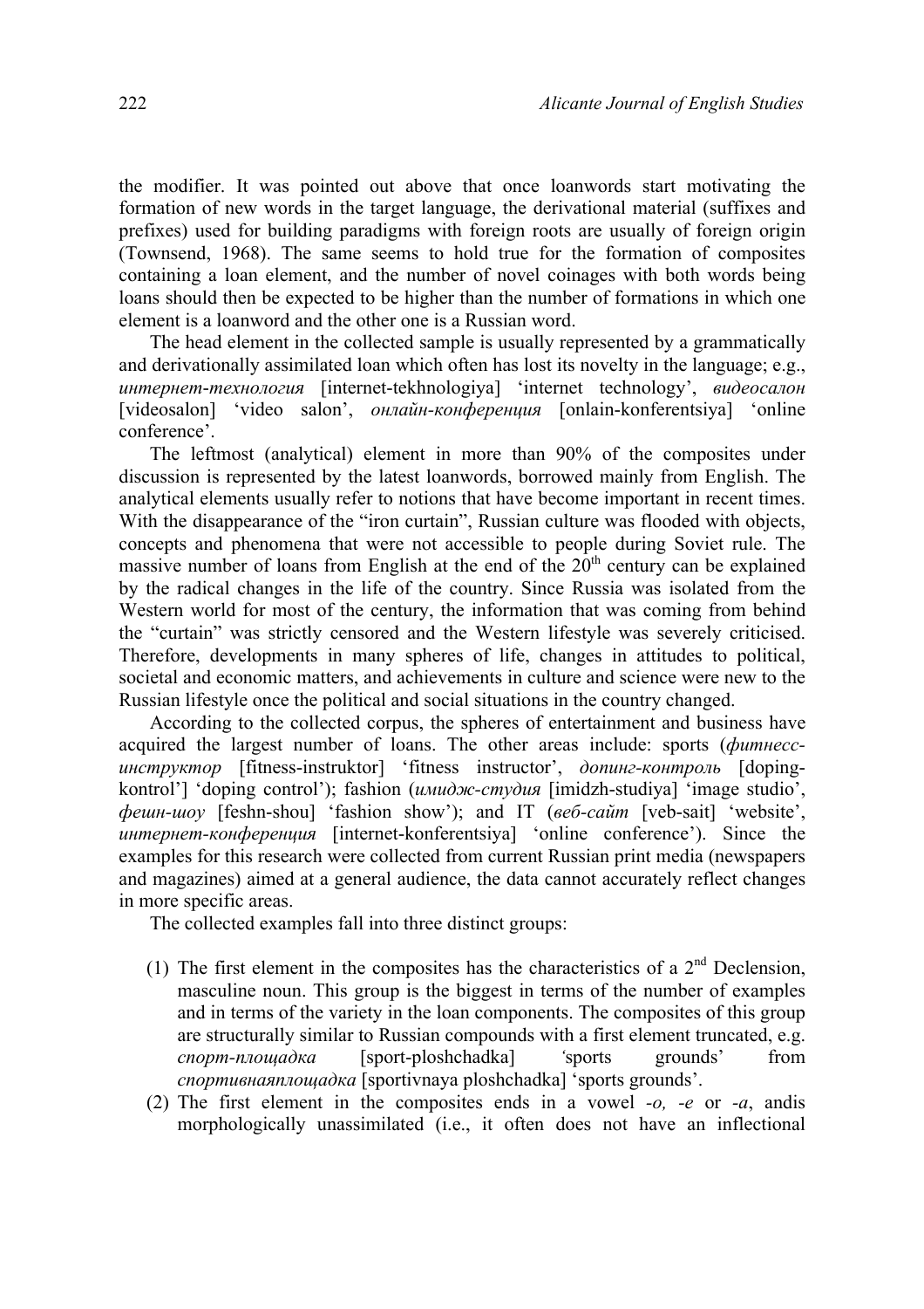the modifier. It was pointed out above that once loanwords start motivating the formation of new words in the target language, the derivational material (suffixes and prefixes) used for building paradigms with foreign roots are usually of foreign origin (Townsend, 1968). The same seems to hold true for the formation of composites containing a loan element, and the number of novel coinages with both words being loans should then be expected to be higher than the number of formations in which one element is a loanword and the other one is a Russian word.

The head element in the collected sample is usually represented by a grammatically and derivationally assimilated loan which often has lost its novelty in the language; e.g., *интернет-технология* [internet-tekhnologiya] 'internet technology', *видеосалон* [videosalon] 'video salon', *онлайн-конференция* [onlain-konferentsiya] 'online conference'.

The leftmost (analytical) element in more than 90% of the composites under discussion is represented by the latest loanwords, borrowed mainly from English. The analytical elements usually refer to notions that have become important in recent times. With the disappearance of the "iron curtain", Russian culture was flooded with objects, concepts and phenomena that were not accessible to people during Soviet rule. The massive number of loans from English at the end of the 20th century can be explained by the radical changes in the life of the country. Since Russia was isolated from the Western world for most of the century, the information that was coming from behind the "curtain" was strictly censored and the Western lifestyle was severely criticised. Therefore, developments in many spheres of life, changes in attitudes to political, societal and economic matters, and achievements in culture and science were new to the Russian lifestyle once the political and social situations in the country changed.

According to the collected corpus, the spheres of entertainment and business have acquired the largest number of loans. The other areas include: sports (*фитнесс-инструктор* [fitness-instruktor] 'fitness instructor', *допинг-контроль* [doping-kontrol'] 'doping control'); fashion (*имидж-студия* [imidzh-studiya] 'image studio', *фешн-шоу* [feshn-shou] 'fashion show'); and IT (*веб-сайт* [veb-sait] 'website', *интернет-конференция* [internet-konferentsiya] 'online conference'). Since the examples for this research were collected from current Russian print media (newspapers and magazines) aimed at a general audience, the data cannot accurately reflect changes in more specific areas.

The collected examples fall into three distinct groups:

(1) The first element in the composites has the characteristics of a 2nd Declension, masculine noun. This group is the biggest in terms of the number of examples and in terms of the variety in the loan components. The composites of this group are structurally similar to Russian compounds with a first element truncated, e.g. *спорт-площадка* [sport-ploshchadka] 'sports grounds' from *спортивнаяплощадка* [sportivnaya ploshchadka] 'sports grounds'.

(2) The first element in the composites ends in a vowel *-o, -e* or *-a*, andis morphologically unassimilated (i.e., it often does not have an inflectional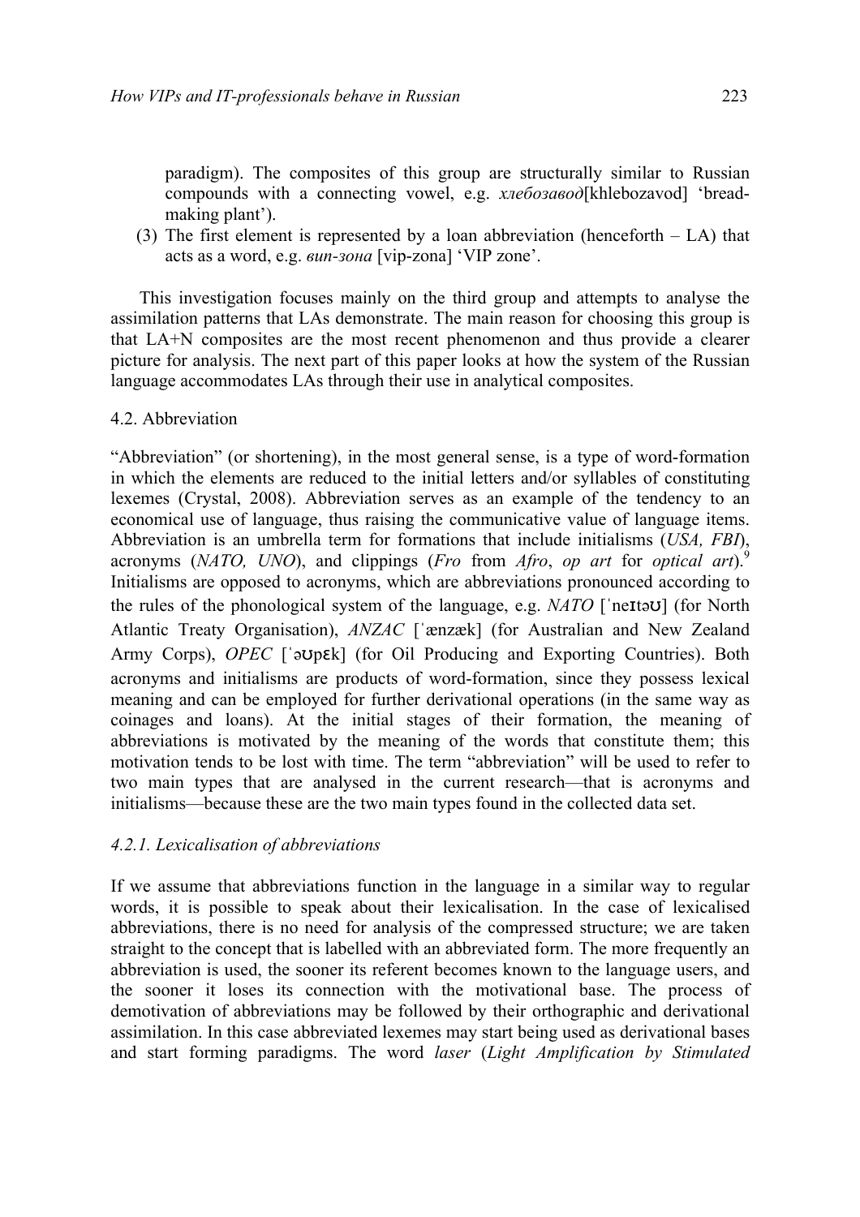paradigm). The composites of this group are structurally similar to Russian compounds with a connecting vowel, e.g. *хлебозавод*[khlebozavod] ‘bread-making plant’).

(3) The first element is represented by a loan abbreviation (henceforth – LA) that acts as a word, e.g. *вип-зона* [vip-zona] ‘VIP zone’.

This investigation focuses mainly on the third group and attempts to analyse the assimilation patterns that LAs demonstrate. The main reason for choosing this group is that LA+N composites are the most recent phenomenon and thus provide a clearer picture for analysis. The next part of this paper looks at how the system of the Russian language accommodates LAs through their use in analytical composites.

4.2. Abbreviation

“Abbreviation” (or shortening), in the most general sense, is a type of word-formation in which the elements are reduced to the initial letters and/or syllables of constituting lexemes (Crystal, 2008). Abbreviation serves as an example of the tendency to an economical use of language, thus raising the communicative value of language items. Abbreviation is an umbrella term for formations that include initialisms (*USA, FBI*), acronyms (*NATO, UNO*), and clippings (*Fro* from *Afro*, *op art* for *optical art*).[9] Initialisms are opposed to acronyms, which are abbreviations pronounced according to the rules of the phonological system of the language, e.g. *NATO* [ˈneɪtəʊ] (for North Atlantic Treaty Organisation), *ANZAC* [ˈænzæk] (for Australian and New Zealand Army Corps), *OPEC* [ˈəʊpɛk] (for Oil Producing and Exporting Countries). Both acronyms and initialisms are products of word-formation, since they possess lexical meaning and can be employed for further derivational operations (in the same way as coinages and loans). At the initial stages of their formation, the meaning of abbreviations is motivated by the meaning of the words that constitute them; this motivation tends to be lost with time. The term “abbreviation” will be used to refer to two main types that are analysed in the current research—that is acronyms and initialisms—because these are the two main types found in the collected data set.

*4.2.1. Lexicalisation of abbreviations*

If we assume that abbreviations function in the language in a similar way to regular words, it is possible to speak about their lexicalisation. In the case of lexicalised abbreviations, there is no need for analysis of the compressed structure; we are taken straight to the concept that is labelled with an abbreviated form. The more frequently an abbreviation is used, the sooner its referent becomes known to the language users, and the sooner it loses its connection with the motivational base. The process of demotivation of abbreviations may be followed by their orthographic and derivational assimilation. In this case abbreviated lexemes may start being used as derivational bases and start forming paradigms. The word *laser* (*Light Amplification by Stimulated*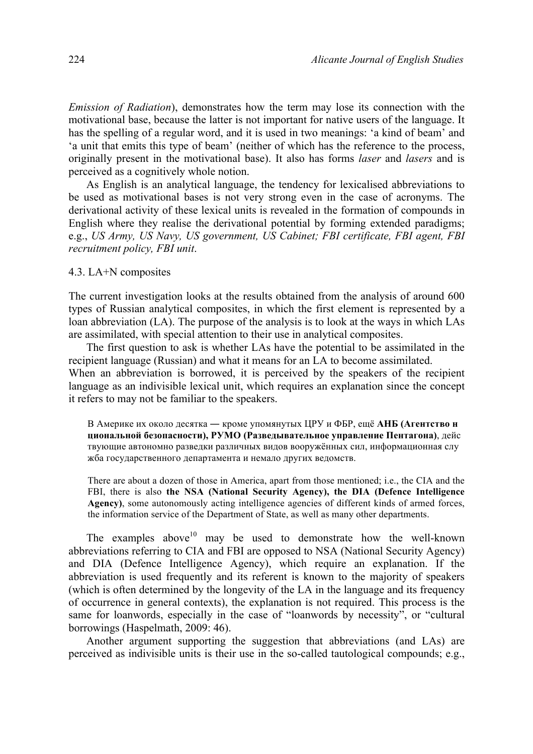*Emission of Radiation*), demonstrates how the term may lose its connection with the motivational base, because the latter is not important for native users of the language. It has the spelling of a regular word, and it is used in two meanings: 'a kind of beam' and 'a unit that emits this type of beam' (neither of which has the reference to the process, originally present in the motivational base). It also has forms *laser* and *lasers* and is perceived as a cognitively whole notion.

As English is an analytical language, the tendency for lexicalised abbreviations to be used as motivational bases is not very strong even in the case of acronyms. The derivational activity of these lexical units is revealed in the formation of compounds in English where they realise the derivational potential by forming extended paradigms; e.g., *US Army, US Navy, US government, US Cabinet; FBI certificate, FBI agent, FBI recruitment policy, FBI unit*.

### 4.3. LA+N composites

The current investigation looks at the results obtained from the analysis of around 600 types of Russian analytical composites, in which the first element is represented by a loan abbreviation (LA). The purpose of the analysis is to look at the ways in which LAs are assimilated, with special attention to their use in analytical composites.

The first question to ask is whether LAs have the potential to be assimilated in the recipient language (Russian) and what it means for an LA to become assimilated. When an abbreviation is borrowed, it is perceived by the speakers of the recipient language as an indivisible lexical unit, which requires an explanation since the concept it refers to may not be familiar to the speakers.

> В Америке их около десятка — кроме упомянутых ЦРУ и ФБР, ещё **АНБ (Агентство н циональной безопасности), РУМО (Разведывательное управление Пентагона)**, дейс твующие автономно разведки различных видов вооружённых сил, информационная слу жба государственного департамента и немало других ведомств.

> There are about a dozen of those in America, apart from those mentioned; i.e., the CIA and the FBI, there is also **the NSA (National Security Agency), the DIA (Defence Intelligence Agency)**, some autonomously acting intelligence agencies of different kinds of armed forces, the information service of the Department of State, as well as many other departments.

The examples above[10] may be used to demonstrate how the well-known abbreviations referring to CIA and FBI are opposed to NSA (National Security Agency) and DIA (Defence Intelligence Agency), which require an explanation. If the abbreviation is used frequently and its referent is known to the majority of speakers (which is often determined by the longevity of the LA in the language and its frequency of occurrence in general contexts), the explanation is not required. This process is the same for loanwords, especially in the case of "loanwords by necessity", or "cultural borrowings (Haspelmath, 2009: 46).

Another argument supporting the suggestion that abbreviations (and LAs) are perceived as indivisible units is their use in the so-called tautological compounds; e.g.,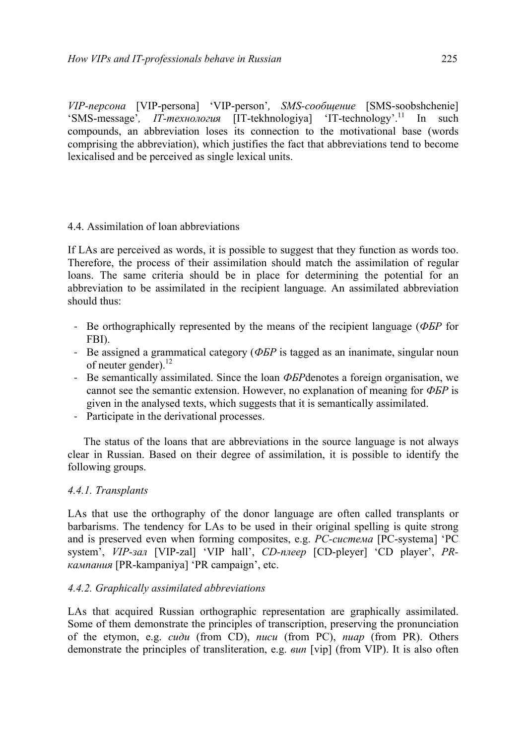*VIP-персона* [VIP-persona] 'VIP-person', *SMS-сообщение* [SMS-soobshchenie] 'SMS-message', *IT-технология* [IT-tekhnologiya] 'IT-technology'.[11] In such compounds, an abbreviation loses its connection to the motivational base (words comprising the abbreviation), which justifies the fact that abbreviations tend to become lexicalised and be perceived as single lexical units.

### 4.4. Assimilation of loan abbreviations

If LAs are perceived as words, it is possible to suggest that they function as words too. Therefore, the process of their assimilation should match the assimilation of regular loans. The same criteria should be in place for determining the potential for an abbreviation to be assimilated in the recipient language. An assimilated abbreviation should thus:

- Be orthographically represented by the means of the recipient language (*ФБР* for FBI).
- Be assigned a grammatical category (*ФБР* is tagged as an inanimate, singular noun of neuter gender).[12]
- Be semantically assimilated. Since the loan *ФБР*denotes a foreign organisation, we cannot see the semantic extension. However, no explanation of meaning for *ФБР* is given in the analysed texts, which suggests that it is semantically assimilated.
- Participate in the derivational processes.

The status of the loans that are abbreviations in the source language is not always clear in Russian. Based on their degree of assimilation, it is possible to identify the following groups.

#### *4.4.1. Transplants*

LAs that use the orthography of the donor language are often called transplants or barbarisms. The tendency for LAs to be used in their original spelling is quite strong and is preserved even when forming composites, e.g. *PC-система* [PC-systema] 'PC system', *VIP-зал* [VIP-zal] 'VIP hall', *CD-плеер* [CD-pleyer] 'CD player', *PR-кампания* [PR-kampaniya] 'PR campaign', etc.

#### *4.4.2. Graphically assimilated abbreviations*

LAs that acquired Russian orthographic representation are graphically assimilated. Some of them demonstrate the principles of transcription, preserving the pronunciation of the etymon, e.g. *сиди* (from CD), *писи* (from PC), *пиар* (from PR). Others demonstrate the principles of transliteration, e.g. *вип* [vip] (from VIP). It is also often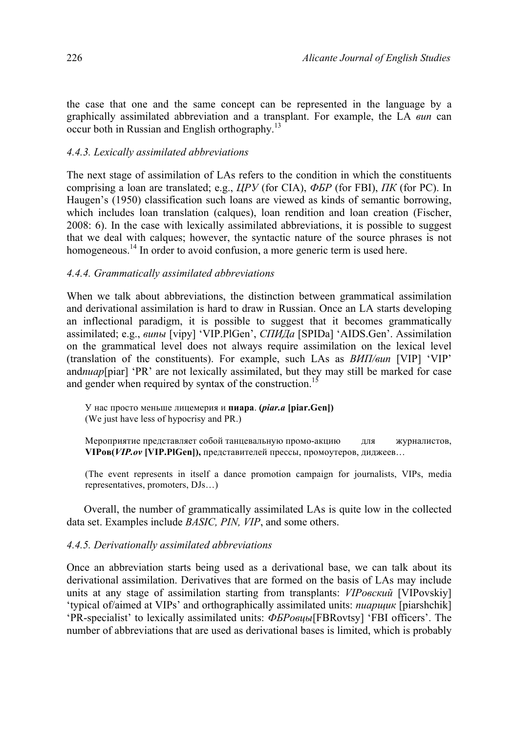the case that one and the same concept can be represented in the language by a graphically assimilated abbreviation and a transplant. For example, the LA *вип* can occur both in Russian and English orthography.[13]

### *4.4.3. Lexically assimilated abbreviations*

The next stage of assimilation of LAs refers to the condition in which the constituents comprising a loan are translated; e.g., *ЦРУ* (for CIA), *ФБР* (for FBI), *ПК* (for PC). In Haugen's (1950) classification such loans are viewed as kinds of semantic borrowing, which includes loan translation (calques), loan rendition and loan creation (Fischer, 2008: 6). In the case with lexically assimilated abbreviations, it is possible to suggest that we deal with calques; however, the syntactic nature of the source phrases is not homogeneous.[14] In order to avoid confusion, a more generic term is used here.

### *4.4.4. Grammatically assimilated abbreviations*

When we talk about abbreviations, the distinction between grammatical assimilation and derivational assimilation is hard to draw in Russian. Once an LA starts developing an inflectional paradigm, it is possible to suggest that it becomes grammatically assimilated; e.g., *випы* [vipy] 'VIP.PlGen', *СПИДа* [SPIDa] 'AIDS.Gen'. Assimilation on the grammatical level does not always require assimilation on the lexical level (translation of the constituents). For example, such LAs as *ВИП/вип* [VIP] 'VIP' and*пиар*[piar] 'PR' are not lexically assimilated, but they may still be marked for case and gender when required by syntax of the construction.[15]

> У нас просто меньше лицемерия и **пиара**. **(*piar.a* [piar.Gen])**
> (We just have less of hypocrisy and PR.)
>
> Мероприятие представляет собой танцевальную промо-акцию для журналистов, **VIPов(*VIP.ov* [VIP.PlGen]),** представителей прессы, промоутеров, диджеев…
>
> (The event represents in itself a dance promotion campaign for journalists, VIPs, media representatives, promoters, DJs…)

Overall, the number of grammatically assimilated LAs is quite low in the collected data set. Examples include *BASIC, PIN, VIP*, and some others.

### *4.4.5. Derivationally assimilated abbreviations*

Once an abbreviation starts being used as a derivational base, we can talk about its derivational assimilation. Derivatives that are formed on the basis of LAs may include units at any stage of assimilation starting from transplants: *VIPовский* [VIPovskiy] 'typical of/aimed at VIPs' and orthographically assimilated units: *пиарщик* [piarshchik] 'PR-specialist' to lexically assimilated units: *ФБРовцы*[FBRovtsy] 'FBI officers'. The number of abbreviations that are used as derivational bases is limited, which is probably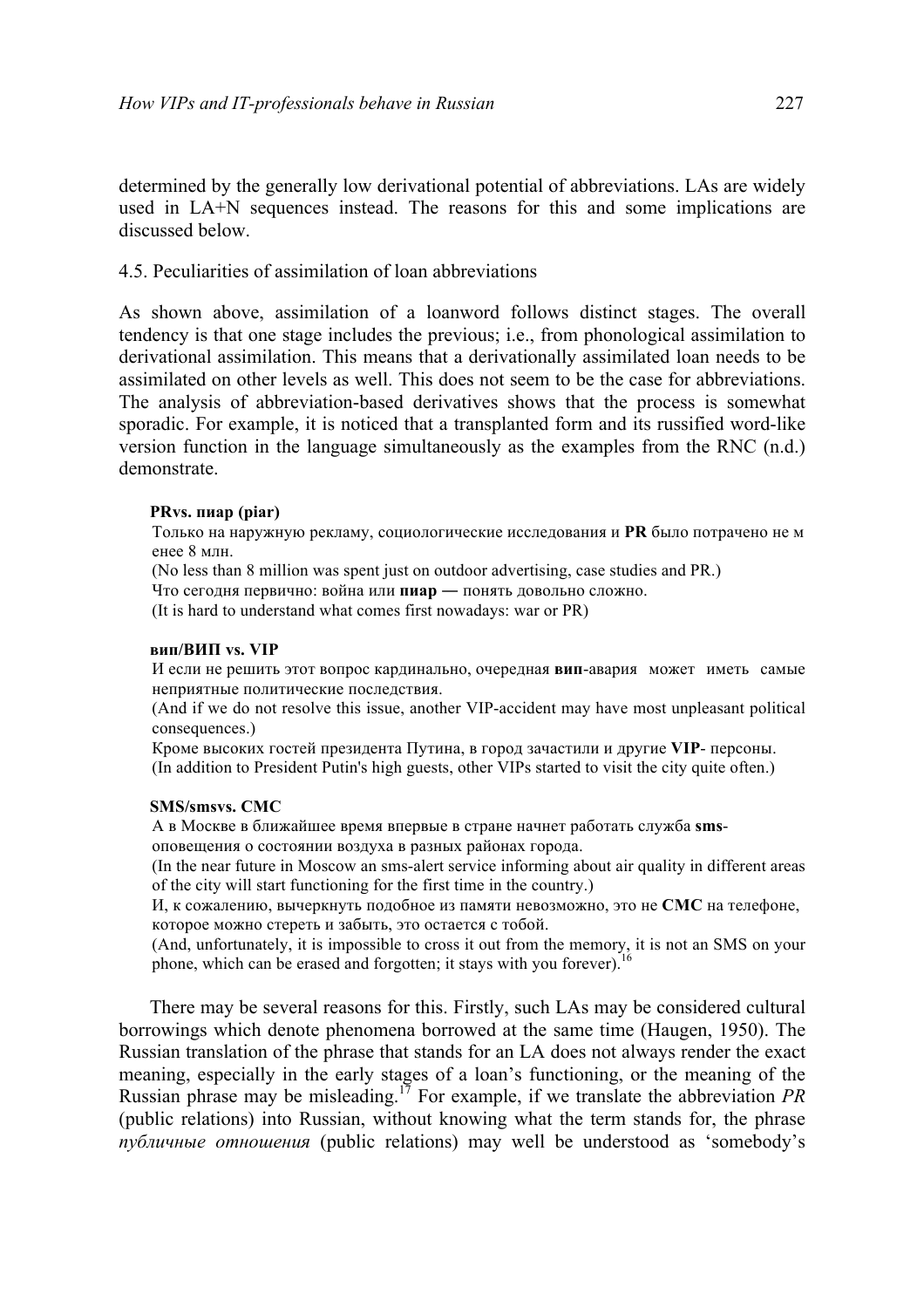determined by the generally low derivational potential of abbreviations. LAs are widely used in LA+N sequences instead. The reasons for this and some implications are discussed below.

### 4.5. Peculiarities of assimilation of loan abbreviations

As shown above, assimilation of a loanword follows distinct stages. The overall tendency is that one stage includes the previous; i.e., from phonological assimilation to derivational assimilation. This means that a derivationally assimilated loan needs to be assimilated on other levels as well. This does not seem to be the case for abbreviations. The analysis of abbreviation-based derivatives shows that the process is somewhat sporadic. For example, it is noticed that a transplanted form and its russified word-like version function in the language simultaneously as the examples from the RNC (n.d.) demonstrate.

**PRvs. пиар (piar)**

Только на наружную рекламу, социологические исследования и **PR** было потрачено не м енее 8 млн.
(No less than 8 million was spent just on outdoor advertising, case studies and PR.)
Что сегодня первично: война или **пиар —** понять довольно сложно.
(It is hard to understand what comes first nowadays: war or PR)

**вип/ВИП vs. VIP**

И если не решить этот вопрос кардинально, очередная **вип**-авария может иметь самые неприятные политические последствия.
(And if we do not resolve this issue, another VIP-accident may have most unpleasant political consequences.)
Кроме высоких гостей президента Путина, в город зачастили и другие **VIP**- персоны.
(In addition to President Putin's high guests, other VIPs started to visit the city quite often.)

**SMS/smsvs. СМС**

А в Москве в ближайшее время впервые в стране начнет работать служба **sms**-оповещения о состоянии воздуха в разных районах города.
(In the near future in Moscow an sms-alert service informing about air quality in different areas of the city will start functioning for the first time in the country.)
И, к сожалению, вычеркнуть подобное из памяти невозможно, это не **СМС** на телефоне, которое можно стереть и забыть, это остается с тобой.
(And, unfortunately, it is impossible to cross it out from the memory, it is not an SMS on your phone, which can be erased and forgotten; it stays with you forever).[16]

There may be several reasons for this. Firstly, such LAs may be considered cultural borrowings which denote phenomena borrowed at the same time (Haugen, 1950). The Russian translation of the phrase that stands for an LA does not always render the exact meaning, especially in the early stages of a loan's functioning, or the meaning of the Russian phrase may be misleading.[17] For example, if we translate the abbreviation *PR* (public relations) into Russian, without knowing what the term stands for, the phrase *публичные отношения* (public relations) may well be understood as 'somebody's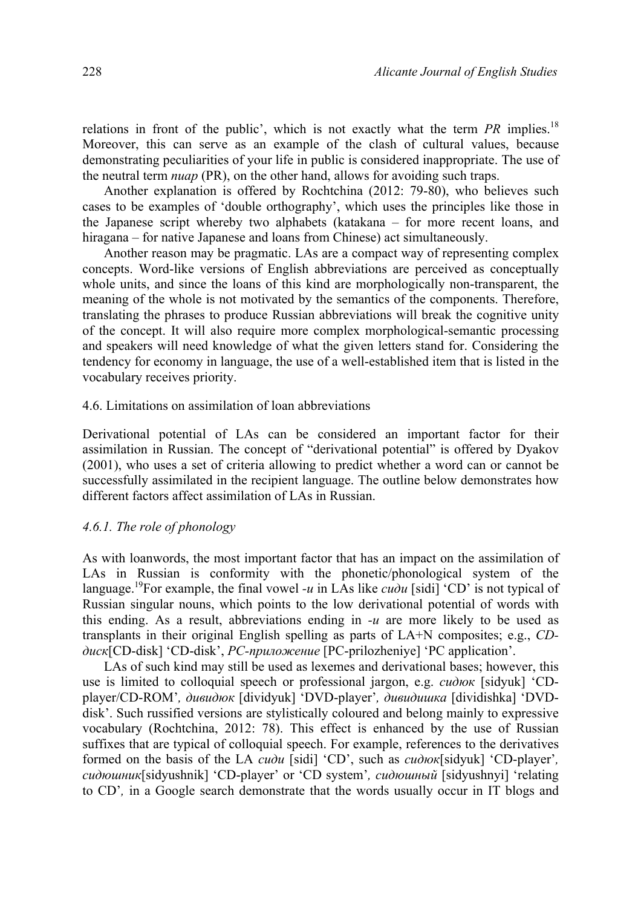relations in front of the public', which is not exactly what the term *PR* implies.[18] Moreover, this can serve as an example of the clash of cultural values, because demonstrating peculiarities of your life in public is considered inappropriate. The use of the neutral term *пиар* (PR), on the other hand, allows for avoiding such traps.

Another explanation is offered by Rochtchina (2012: 79-80), who believes such cases to be examples of 'double orthography', which uses the principles like those in the Japanese script whereby two alphabets (katakana – for more recent loans, and hiragana – for native Japanese and loans from Chinese) act simultaneously.

Another reason may be pragmatic. LAs are a compact way of representing complex concepts. Word-like versions of English abbreviations are perceived as conceptually whole units, and since the loans of this kind are morphologically non-transparent, the meaning of the whole is not motivated by the semantics of the components. Therefore, translating the phrases to produce Russian abbreviations will break the cognitive unity of the concept. It will also require more complex morphological-semantic processing and speakers will need knowledge of what the given letters stand for. Considering the tendency for economy in language, the use of a well-established item that is listed in the vocabulary receives priority.

## 4.6. Limitations on assimilation of loan abbreviations

Derivational potential of LAs can be considered an important factor for their assimilation in Russian. The concept of "derivational potential" is offered by Dyakov (2001), who uses a set of criteria allowing to predict whether a word can or cannot be successfully assimilated in the recipient language. The outline below demonstrates how different factors affect assimilation of LAs in Russian.

### *4.6.1. The role of phonology*

As with loanwords, the most important factor that has an impact on the assimilation of LAs in Russian is conformity with the phonetic/phonological system of the language.[19] For example, the final vowel *-и* in LAs like *сиди* [sidi] 'CD' is not typical of Russian singular nouns, which points to the low derivational potential of words with this ending. As a result, abbreviations ending in *-и* are more likely to be used as transplants in their original English spelling as parts of LA+N composites; e.g., *CD-диск*[CD-disk] 'CD-disk', *PC-приложение* [PC-prilozheniye] 'PC application'.

LAs of such kind may still be used as lexemes and derivational bases; however, this use is limited to colloquial speech or professional jargon, e.g. *сидюк* [sidyuk] 'CD-player/CD-ROM', *дивидюк* [dividyuk] 'DVD-player', *дивидишка* [dividishka] 'DVD-disk'. Such russified versions are stylistically coloured and belong mainly to expressive vocabulary (Rochtchina, 2012: 78). This effect is enhanced by the use of Russian suffixes that are typical of colloquial speech. For example, references to the derivatives formed on the basis of the LA *сиди* [sidi] 'CD', such as *сидюк*[sidyuk] 'CD-player', *сидюшник*[sidyushnik] 'CD-player' or 'CD system', *сидюшный* [sidyushnyi] 'relating to CD', in a Google search demonstrate that the words usually occur in IT blogs and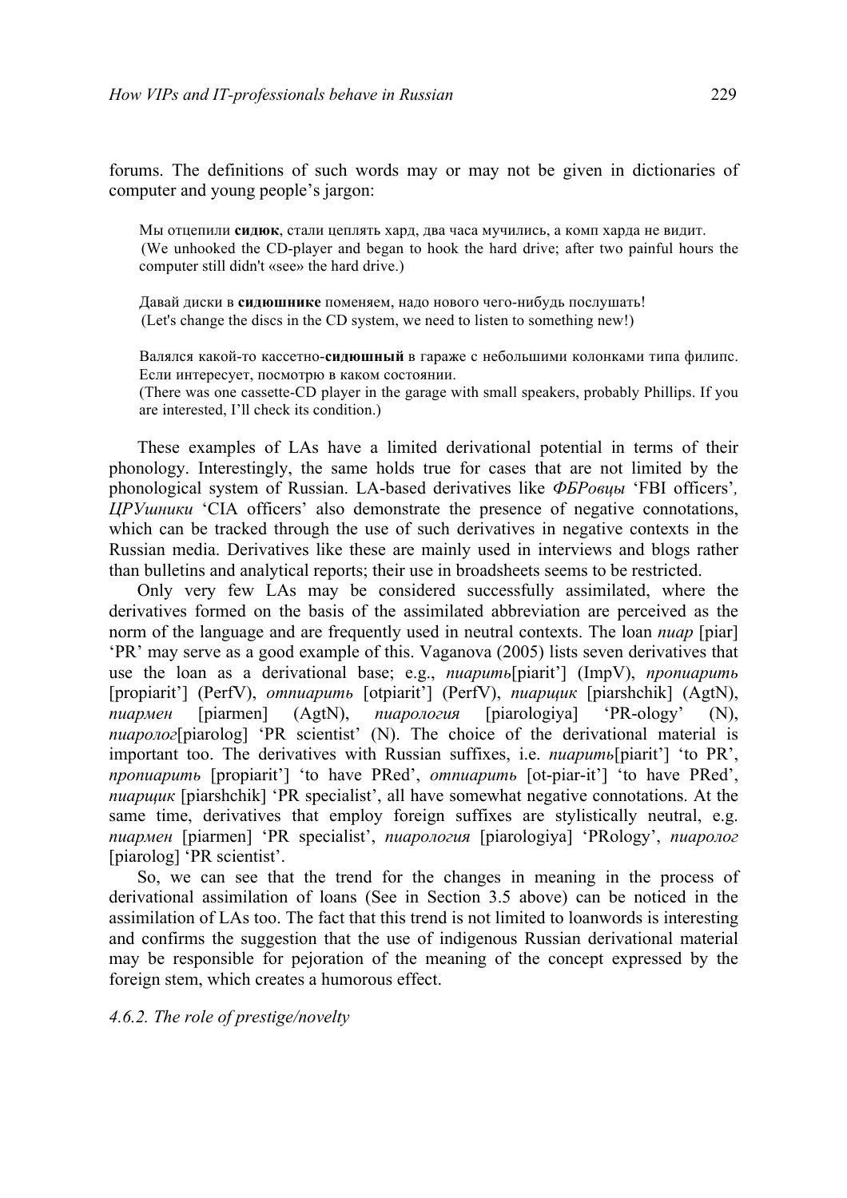forums. The definitions of such words may or may not be given in dictionaries of computer and young people's jargon:

> Мы отцепили **сидюк**, стали цеплять хард, два часа мучились, а комп харда не видит.
> (We unhooked the CD-player and began to hook the hard drive; after two painful hours the computer still didn't «see» the hard drive.)
>
> Давай диски в **сидюшнике** поменяем, надо нового чего-нибудь послушать!
> (Let's change the discs in the CD system, we need to listen to something new!)
>
> Валялся какой-то кассетно-**сидюшный** в гараже с небольшими колонками типа филипс. Если интересует, посмотрю в каком состоянии.
> (There was one cassette-CD player in the garage with small speakers, probably Phillips. If you are interested, I'll check its condition.)

These examples of LAs have a limited derivational potential in terms of their phonology. Interestingly, the same holds true for cases that are not limited by the phonological system of Russian. LA-based derivatives like *ФБРовцы* 'FBI officers'*,* *ЦРУшники* 'CIA officers' also demonstrate the presence of negative connotations, which can be tracked through the use of such derivatives in negative contexts in the Russian media. Derivatives like these are mainly used in interviews and blogs rather than bulletins and analytical reports; their use in broadsheets seems to be restricted.

Only very few LAs may be considered successfully assimilated, where the derivatives formed on the basis of the assimilated abbreviation are perceived as the norm of the language and are frequently used in neutral contexts. The loan *пиар* [piar] 'PR' may serve as a good example of this. Vaganova (2005) lists seven derivatives that use the loan as a derivational base; e.g., *пиарить*[piarit'] (ImpV), *пропиарить* [propiarit'] (PerfV), *отпиарить* [otpiarit'] (PerfV), *пиарщик* [piarshchik] (AgtN), *пиармен* [piarmen] (AgtN), *пиарология* [piarologiya] 'PR-ology' (N), *пиаролог*[piarolog] 'PR scientist' (N). The choice of the derivational material is important too. The derivatives with Russian suffixes, i.e. *пиарить*[piarit'] 'to PR', *пропиарить* [propiarit'] 'to have PRed', *отпиарить* [ot-piar-it'] 'to have PRed', *пиарщик* [piarshchik] 'PR specialist', all have somewhat negative connotations. At the same time, derivatives that employ foreign suffixes are stylistically neutral, e.g. *пиармен* [piarmen] 'PR specialist', *пиарология* [piarologiya] 'PRology', *пиаролог* [piarolog] 'PR scientist'.

So, we can see that the trend for the changes in meaning in the process of derivational assimilation of loans (See in Section 3.5 above) can be noticed in the assimilation of LAs too. The fact that this trend is not limited to loanwords is interesting and confirms the suggestion that the use of indigenous Russian derivational material may be responsible for pejoration of the meaning of the concept expressed by the foreign stem, which creates a humorous effect.

#### *4.6.2. The role of prestige/novelty*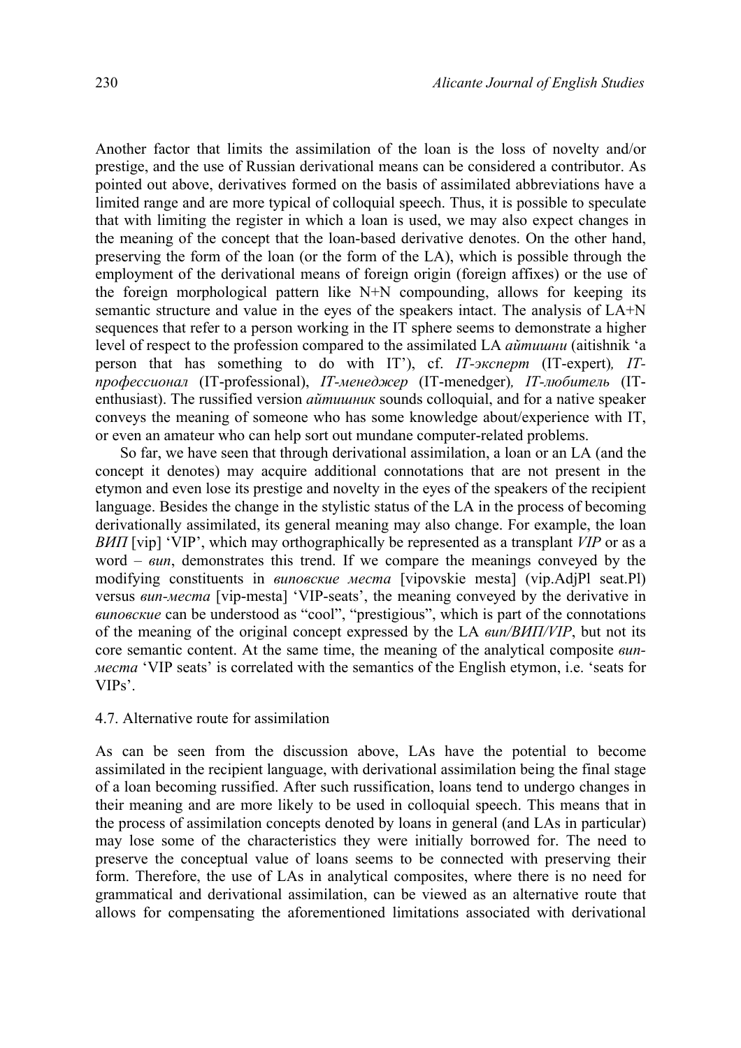Another factor that limits the assimilation of the loan is the loss of novelty and/or prestige, and the use of Russian derivational means can be considered a contributor. As pointed out above, derivatives formed on the basis of assimilated abbreviations have a limited range and are more typical of colloquial speech. Thus, it is possible to speculate that with limiting the register in which a loan is used, we may also expect changes in the meaning of the concept that the loan-based derivative denotes. On the other hand, preserving the form of the loan (or the form of the LA), which is possible through the employment of the derivational means of foreign origin (foreign affixes) or the use of the foreign morphological pattern like N+N compounding, allows for keeping its semantic structure and value in the eyes of the speakers intact. The analysis of LA+N sequences that refer to a person working in the IT sphere seems to demonstrate a higher level of respect to the profession compared to the assimilated LA *айтишни* (aitishnik 'a person that has something to do with IT'), cf. *IT-эксперт* (IT-expert)*, IT-профессионал* (IT-professional), *IT-менеджер* (IT-menedger)*, IT-любитель* (IT-enthusiast). The russified version *айтишник* sounds colloquial, and for a native speaker conveys the meaning of someone who has some knowledge about/experience with IT, or even an amateur who can help sort out mundane computer-related problems.

So far, we have seen that through derivational assimilation, a loan or an LA (and the concept it denotes) may acquire additional connotations that are not present in the etymon and even lose its prestige and novelty in the eyes of the speakers of the recipient language. Besides the change in the stylistic status of the LA in the process of becoming derivationally assimilated, its general meaning may also change. For example, the loan *ВИП* [vip] 'VIP', which may orthographically be represented as a transplant *VIP* or as a word – *вип*, demonstrates this trend. If we compare the meanings conveyed by the modifying constituents in *виповские места* [vipovskie mesta] (vip.AdjPl seat.Pl) versus *вип-места* [vip-mesta] 'VIP-seats', the meaning conveyed by the derivative in *виповские* can be understood as "cool", "prestigious", which is part of the connotations of the meaning of the original concept expressed by the LA *вип/ВИП/VIP*, but not its core semantic content. At the same time, the meaning of the analytical composite *вип-места* 'VIP seats' is correlated with the semantics of the English etymon, i.e. 'seats for VIPs'.

### 4.7. Alternative route for assimilation

As can be seen from the discussion above, LAs have the potential to become assimilated in the recipient language, with derivational assimilation being the final stage of a loan becoming russified. After such russification, loans tend to undergo changes in their meaning and are more likely to be used in colloquial speech. This means that in the process of assimilation concepts denoted by loans in general (and LAs in particular) may lose some of the characteristics they were initially borrowed for. The need to preserve the conceptual value of loans seems to be connected with preserving their form. Therefore, the use of LAs in analytical composites, where there is no need for grammatical and derivational assimilation, can be viewed as an alternative route that allows for compensating the aforementioned limitations associated with derivational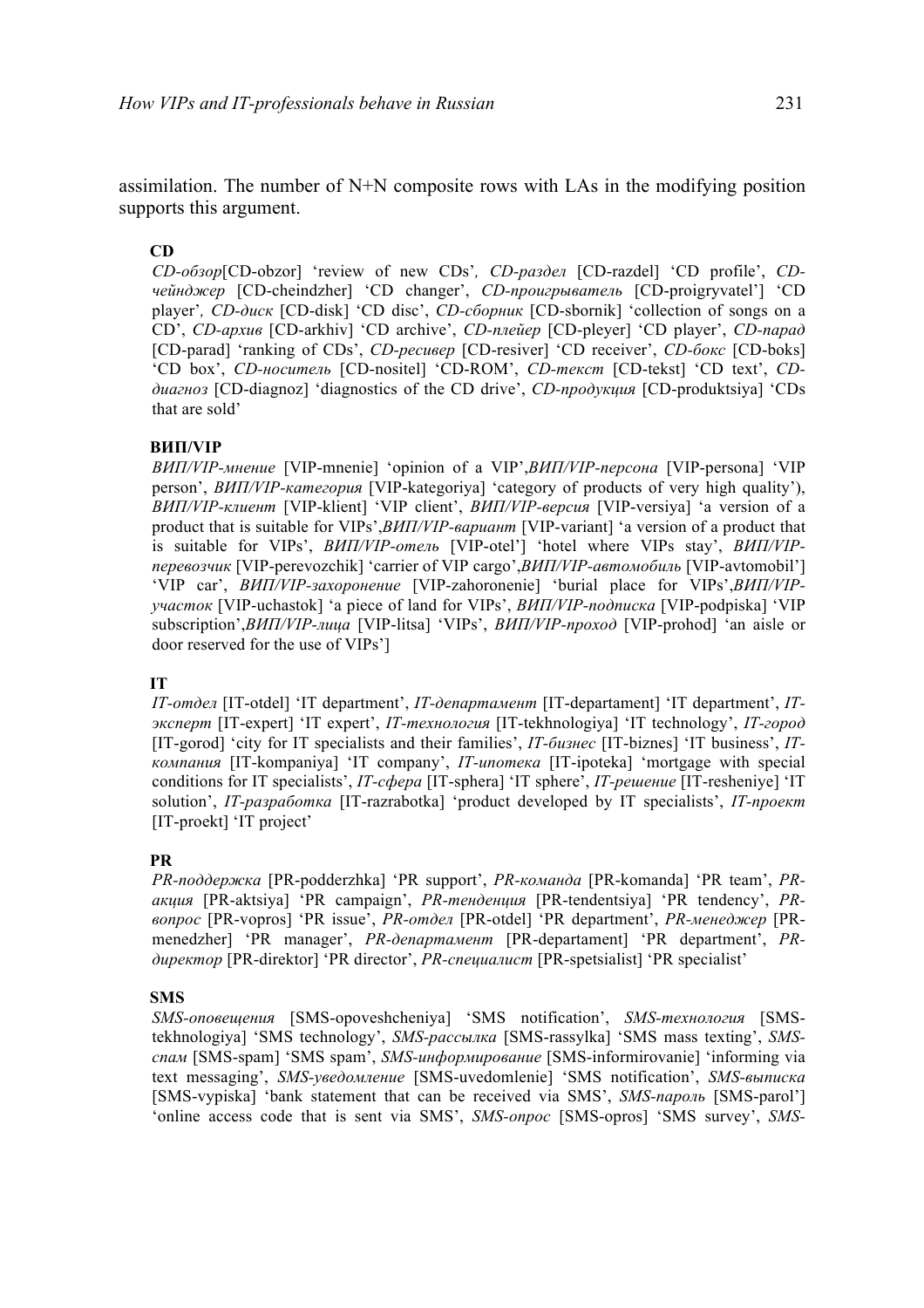assimilation. The number of N+N composite rows with LAs in the modifying position supports this argument.

**CD**

*CD-обзор*[CD-obzor] 'review of new CDs'*, CD-раздел* [CD-razdel] 'CD profile', *CD-чейнджер* [CD-cheindzher] 'CD changer', *CD-проигрыватель* [CD-proigryvatel'] 'CD player'*, CD-диск* [CD-disk] 'CD disc', *CD-сборник* [CD-sbornik] 'collection of songs on a CD', *CD-архив* [CD-arkhiv] 'CD archive', *CD-плейер* [CD-pleyer] 'CD player', *CD-парад* [CD-parad] 'ranking of CDs', *CD-ресивер* [CD-resiver] 'CD receiver', *CD-бокс* [CD-boks] 'CD box', *CD-носитель* [CD-nositel] 'CD-ROM', *CD-текст* [CD-tekst] 'CD text', *CD-диагноз* [CD-diagnoz] 'diagnostics of the CD drive', *CD-продукция* [CD-produktsiya] 'CDs that are sold'

**ВИП/VIP**

*ВИП/VIP-мнение* [VIP-mnenie] 'opinion of a VIP',*ВИП/VIP-персона* [VIP-persona] 'VIP person', *ВИП/VIP-категория* [VIP-kategoriya] 'category of products of very high quality'), *ВИП/VIP-клиент* [VIP-klient] 'VIP client', *ВИП/VIP-версия* [VIP-versiya] 'a version of a product that is suitable for VIPs',*ВИП/VIP-вариант* [VIP-variant] 'a version of a product that is suitable for VIPs', *ВИП/VIP-отель* [VIP-otel'] 'hotel where VIPs stay', *ВИП/VIP-перевозчик* [VIP-perevozchik] 'carrier of VIP cargo',*ВИП/VIP-автомобиль* [VIP-avtomobil'] 'VIP car', *ВИП/VIP-захоронение* [VIP-zahoronenie] 'burial place for VIPs',*ВИП/VIP-участок* [VIP-uchastok] 'a piece of land for VIPs', *ВИП/VIP-подписка* [VIP-podpiska] 'VIP subscription',*ВИП/VIP-лица* [VIP-litsa] 'VIPs', *ВИП/VIP-проход* [VIP-prohod] 'an aisle or door reserved for the use of VIPs']

**IT**

*IT-отдел* [IT-otdel] 'IT department', *IT-департамент* [IT-departament] 'IT department', *IT-эксперт* [IT-expert] 'IT expert', *IT-технология* [IT-tekhnologiya] 'IT technology', *IT-город* [IT-gorod] 'city for IT specialists and their families', *IT-бизнес* [IT-biznes] 'IT business', *IT-компания* [IT-kompaniya] 'IT company', *IT-ипотека* [IT-ipoteka] 'mortgage with special conditions for IT specialists', *IT-сфера* [IT-sphera] 'IT sphere', *IT-решение* [IT-resheniye] 'IT solution', *IT-разработка* [IT-razrabotka] 'product developed by IT specialists', *IT-проект* [IT-proekt] 'IT project'

**PR**

*PR-поддержка* [PR-podderzhka] 'PR support', *PR-команда* [PR-komanda] 'PR team', *PR-акция* [PR-aktsiya] 'PR campaign', *PR-тенденция* [PR-tendentsiya] 'PR tendency', *PR-вопрос* [PR-vopros] 'PR issue', *PR-отдел* [PR-otdel] 'PR department', *PR-менеджер* [PR-menedzher] 'PR manager', *PR-департамент* [PR-departament] 'PR department', *PR-директор* [PR-direktor] 'PR director', *PR-специалист* [PR-spetsialist] 'PR specialist'

**SMS**

*SMS-оповещения* [SMS-opoveshcheniya] 'SMS notification', *SMS-технология* [SMS-tekhnologiya] 'SMS technology', *SMS-рассылка* [SMS-rassylka] 'SMS mass texting', *SMS-спам* [SMS-spam] 'SMS spam', *SMS-информирование* [SMS-informirovanie] 'informing via text messaging', *SMS-уведомление* [SMS-uvedomlenie] 'SMS notification', *SMS-выписка* [SMS-vypiska] 'bank statement that can be received via SMS', *SMS-пароль* [SMS-parol'] 'online access code that is sent via SMS', *SMS-опрос* [SMS-opros] 'SMS survey', *SMS-*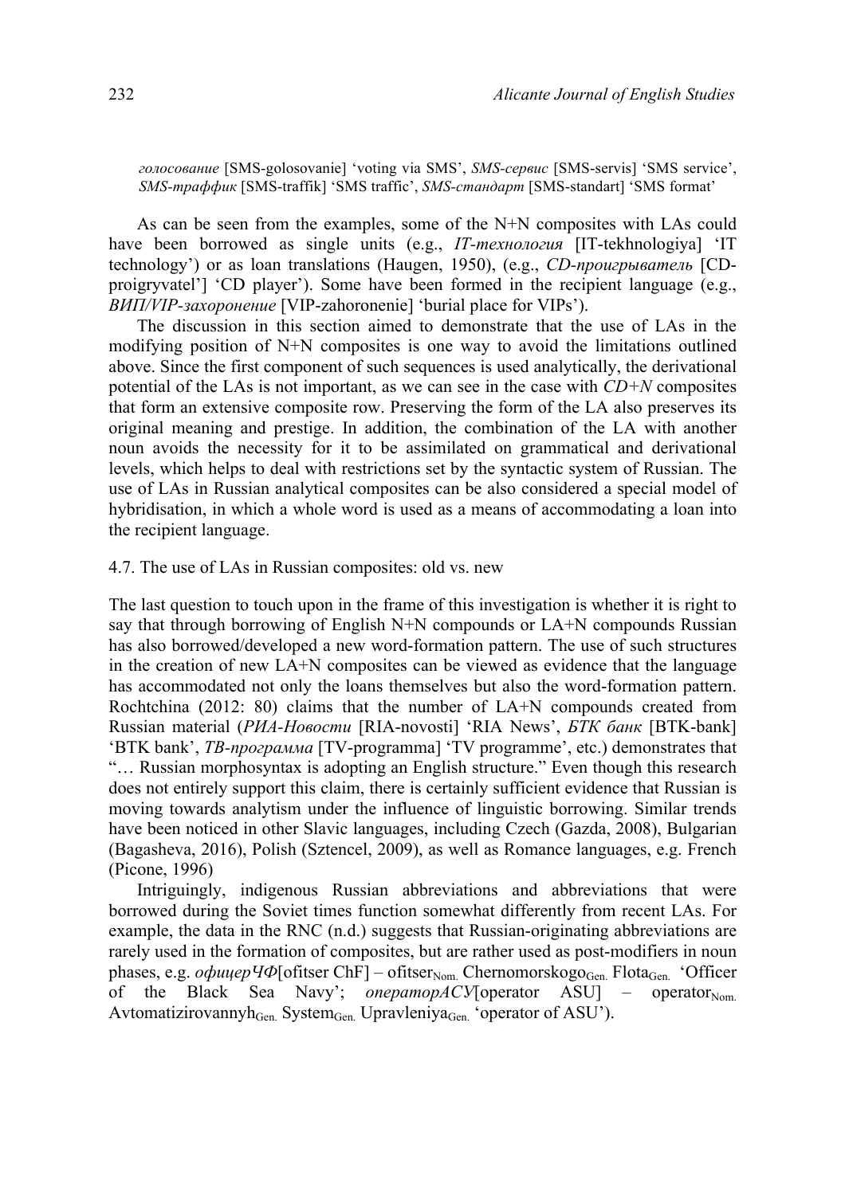*голосование* [SMS-golosovanie] 'voting via SMS', *SMS-сервис* [SMS-servis] 'SMS service', *SMS-траффик* [SMS-traffik] 'SMS traffic', *SMS-стандарт* [SMS-standart] 'SMS format'

As can be seen from the examples, some of the N+N composites with LAs could have been borrowed as single units (e.g., *IT-технология* [IT-tekhnologiya] 'IT technology') or as loan translations (Haugen, 1950), (e.g., *CD-проигрыватель* [CD-proigryvatel'] 'CD player'). Some have been formed in the recipient language (e.g., *ВИП/VIP-захоронение* [VIP-zahoronenie] 'burial place for VIPs').

The discussion in this section aimed to demonstrate that the use of LAs in the modifying position of N+N composites is one way to avoid the limitations outlined above. Since the first component of such sequences is used analytically, the derivational potential of the LAs is not important, as we can see in the case with *CD+N* composites that form an extensive composite row. Preserving the form of the LA also preserves its original meaning and prestige. In addition, the combination of the LA with another noun avoids the necessity for it to be assimilated on grammatical and derivational levels, which helps to deal with restrictions set by the syntactic system of Russian. The use of LAs in Russian analytical composites can be also considered a special model of hybridisation, in which a whole word is used as a means of accommodating a loan into the recipient language.

### 4.7. The use of LAs in Russian composites: old vs. new

The last question to touch upon in the frame of this investigation is whether it is right to say that through borrowing of English N+N compounds or LA+N compounds Russian has also borrowed/developed a new word-formation pattern. The use of such structures in the creation of new LA+N composites can be viewed as evidence that the language has accommodated not only the loans themselves but also the word-formation pattern. Rochtchina (2012: 80) claims that the number of LA+N compounds created from Russian material (*РИА-Новости* [RIA-novosti] 'RIA News', *БТК банк* [BTK-bank] 'BTK bank', *ТВ-программа* [TV-programma] 'TV programme', etc.) demonstrates that "… Russian morphosyntax is adopting an English structure." Even though this research does not entirely support this claim, there is certainly sufficient evidence that Russian is moving towards analytism under the influence of linguistic borrowing. Similar trends have been noticed in other Slavic languages, including Czech (Gazda, 2008), Bulgarian (Bagasheva, 2016), Polish (Sztencel, 2009), as well as Romance languages, e.g. French (Picone, 1996)

Intriguingly, indigenous Russian abbreviations and abbreviations that were borrowed during the Soviet times function somewhat differently from recent LAs. For example, the data in the RNC (n.d.) suggests that Russian-originating abbreviations are rarely used in the formation of composites, but are rather used as post-modifiers in noun phases, e.g. *офицерЧФ*[ofitser ChF] – $\text{ofitser}_{\text{Nom.}}$ $\text{Chernomorskogo}_{\text{Gen.}}$ $\text{Flota}_{\text{Gen.}}$ 'Officer of the Black Sea Navy'; *операторАСУ*[operator ASU] – $\text{operator}_{\text{Nom.}}$ $\text{Avtomatizirovannyh}_{\text{Gen.}}$ $\text{System}_{\text{Gen.}}$ $\text{Upravleniya}_{\text{Gen.}}$ 'operator of ASU').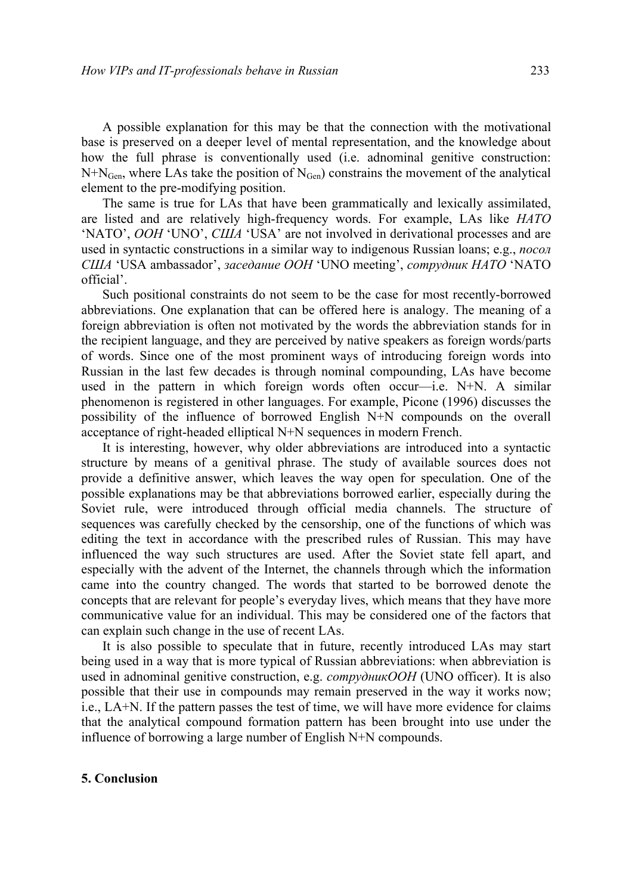A possible explanation for this may be that the connection with the motivational base is preserved on a deeper level of mental representation, and the knowledge about how the full phrase is conventionally used (i.e. adnominal genitive construction: $N+N_{Gen}$, where LAs take the position of $N_{Gen}$) constrains the movement of the analytical element to the pre-modifying position.

The same is true for LAs that have been grammatically and lexically assimilated, are listed and are relatively high-frequency words. For example, LAs like *НАТО* 'NATO', *ООН* 'UNO', *США* 'USA' are not involved in derivational processes and are used in syntactic constructions in a similar way to indigenous Russian loans; e.g., *посол США* 'USA ambassador', *заседание ООН* 'UNO meeting', *сотрудник НАТО* 'NATO official'.

Such positional constraints do not seem to be the case for most recently-borrowed abbreviations. One explanation that can be offered here is analogy. The meaning of a foreign abbreviation is often not motivated by the words the abbreviation stands for in the recipient language, and they are perceived by native speakers as foreign words/parts of words. Since one of the most prominent ways of introducing foreign words into Russian in the last few decades is through nominal compounding, LAs have become used in the pattern in which foreign words often occur—i.e. N+N. A similar phenomenon is registered in other languages. For example, Picone (1996) discusses the possibility of the influence of borrowed English N+N compounds on the overall acceptance of right-headed elliptical N+N sequences in modern French.

It is interesting, however, why older abbreviations are introduced into a syntactic structure by means of a genitival phrase. The study of available sources does not provide a definitive answer, which leaves the way open for speculation. One of the possible explanations may be that abbreviations borrowed earlier, especially during the Soviet rule, were introduced through official media channels. The structure of sequences was carefully checked by the censorship, one of the functions of which was editing the text in accordance with the prescribed rules of Russian. This may have influenced the way such structures are used. After the Soviet state fell apart, and especially with the advent of the Internet, the channels through which the information came into the country changed. The words that started to be borrowed denote the concepts that are relevant for people's everyday lives, which means that they have more communicative value for an individual. This may be considered one of the factors that can explain such change in the use of recent LAs.

It is also possible to speculate that in future, recently introduced LAs may start being used in a way that is more typical of Russian abbreviations: when abbreviation is used in adnominal genitive construction, e.g. *сотрудникООН* (UNO officer). It is also possible that their use in compounds may remain preserved in the way it works now; i.e., LA+N. If the pattern passes the test of time, we will have more evidence for claims that the analytical compound formation pattern has been brought into use under the influence of borrowing a large number of English N+N compounds.

## 5. Conclusion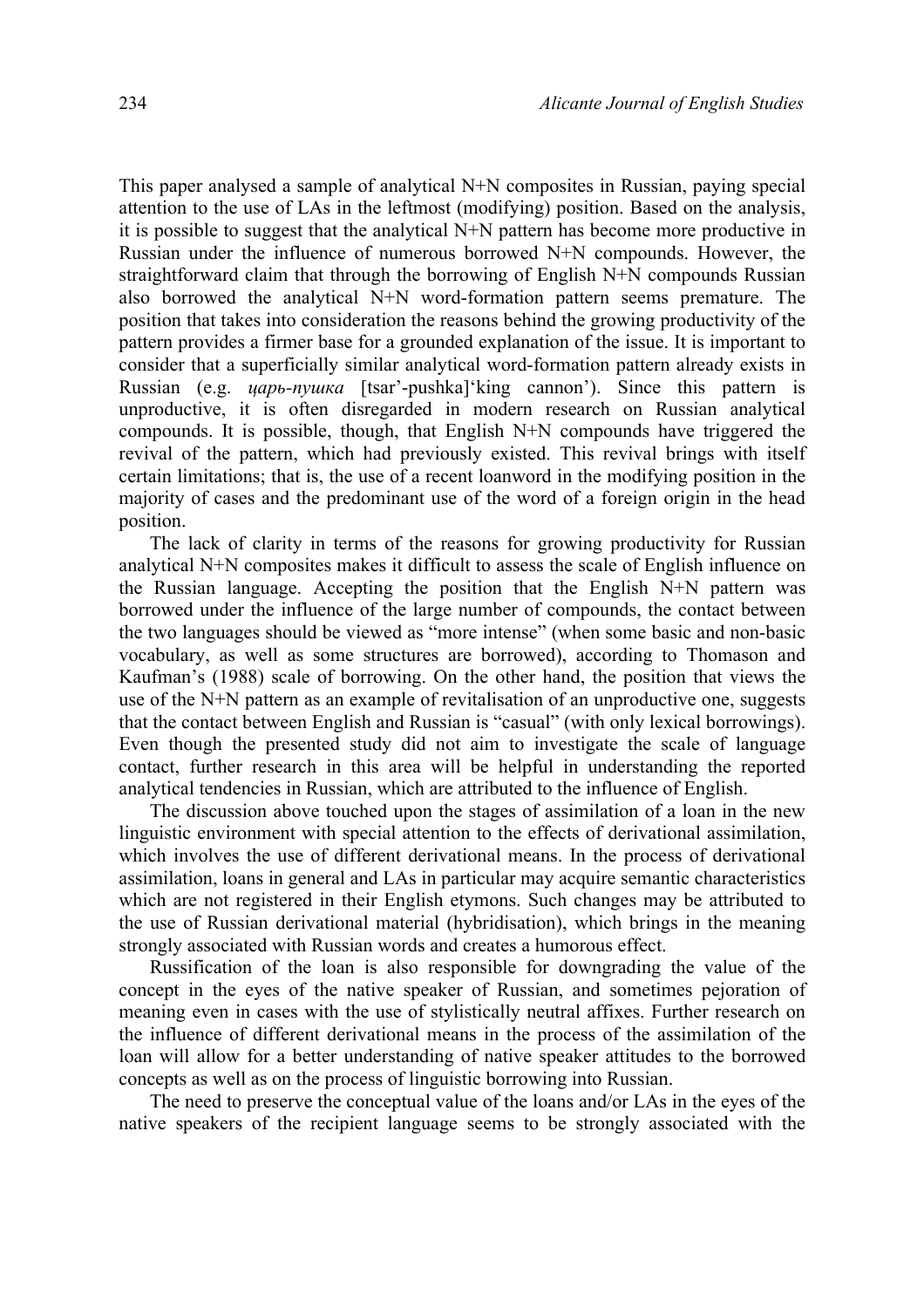This paper analysed a sample of analytical N+N composites in Russian, paying special attention to the use of LAs in the leftmost (modifying) position. Based on the analysis, it is possible to suggest that the analytical N+N pattern has become more productive in Russian under the influence of numerous borrowed N+N compounds. However, the straightforward claim that through the borrowing of English N+N compounds Russian also borrowed the analytical N+N word-formation pattern seems premature. The position that takes into consideration the reasons behind the growing productivity of the pattern provides a firmer base for a grounded explanation of the issue. It is important to consider that a superficially similar analytical word-formation pattern already exists in Russian (e.g. *царь-пушка* [tsar'-pushka]'king cannon'). Since this pattern is unproductive, it is often disregarded in modern research on Russian analytical compounds. It is possible, though, that English N+N compounds have triggered the revival of the pattern, which had previously existed. This revival brings with itself certain limitations; that is, the use of a recent loanword in the modifying position in the majority of cases and the predominant use of the word of a foreign origin in the head position.

The lack of clarity in terms of the reasons for growing productivity for Russian analytical N+N composites makes it difficult to assess the scale of English influence on the Russian language. Accepting the position that the English N+N pattern was borrowed under the influence of the large number of compounds, the contact between the two languages should be viewed as "more intense" (when some basic and non-basic vocabulary, as well as some structures are borrowed), according to Thomason and Kaufman's (1988) scale of borrowing. On the other hand, the position that views the use of the N+N pattern as an example of revitalisation of an unproductive one, suggests that the contact between English and Russian is "casual" (with only lexical borrowings). Even though the presented study did not aim to investigate the scale of language contact, further research in this area will be helpful in understanding the reported analytical tendencies in Russian, which are attributed to the influence of English.

The discussion above touched upon the stages of assimilation of a loan in the new linguistic environment with special attention to the effects of derivational assimilation, which involves the use of different derivational means. In the process of derivational assimilation, loans in general and LAs in particular may acquire semantic characteristics which are not registered in their English etymons. Such changes may be attributed to the use of Russian derivational material (hybridisation), which brings in the meaning strongly associated with Russian words and creates a humorous effect.

Russification of the loan is also responsible for downgrading the value of the concept in the eyes of the native speaker of Russian, and sometimes pejoration of meaning even in cases with the use of stylistically neutral affixes. Further research on the influence of different derivational means in the process of the assimilation of the loan will allow for a better understanding of native speaker attitudes to the borrowed concepts as well as on the process of linguistic borrowing into Russian.

The need to preserve the conceptual value of the loans and/or LAs in the eyes of the native speakers of the recipient language seems to be strongly associated with the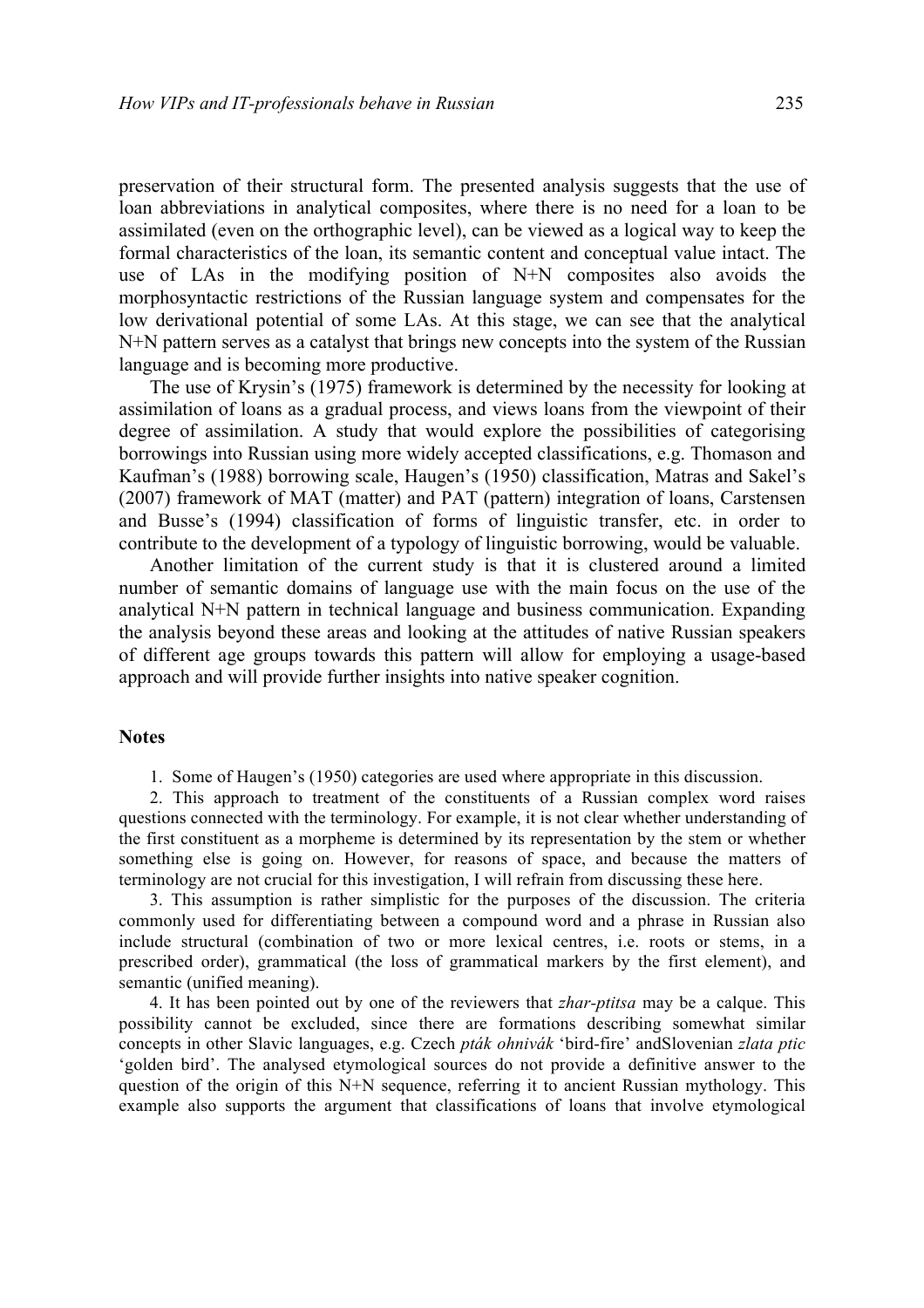preservation of their structural form. The presented analysis suggests that the use of loan abbreviations in analytical composites, where there is no need for a loan to be assimilated (even on the orthographic level), can be viewed as a logical way to keep the formal characteristics of the loan, its semantic content and conceptual value intact. The use of LAs in the modifying position of N+N composites also avoids the morphosyntactic restrictions of the Russian language system and compensates for the low derivational potential of some LAs. At this stage, we can see that the analytical N+N pattern serves as a catalyst that brings new concepts into the system of the Russian language and is becoming more productive.

The use of Krysin's (1975) framework is determined by the necessity for looking at assimilation of loans as a gradual process, and views loans from the viewpoint of their degree of assimilation. A study that would explore the possibilities of categorising borrowings into Russian using more widely accepted classifications, e.g. Thomason and Kaufman's (1988) borrowing scale, Haugen's (1950) classification, Matras and Sakel's (2007) framework of MAT (matter) and PAT (pattern) integration of loans, Carstensen and Busse's (1994) classification of forms of linguistic transfer, etc. in order to contribute to the development of a typology of linguistic borrowing, would be valuable.

Another limitation of the current study is that it is clustered around a limited number of semantic domains of language use with the main focus on the use of the analytical N+N pattern in technical language and business communication. Expanding the analysis beyond these areas and looking at the attitudes of native Russian speakers of different age groups towards this pattern will allow for employing a usage-based approach and will provide further insights into native speaker cognition.

## Notes

1. Some of Haugen's (1950) categories are used where appropriate in this discussion.

2. This approach to treatment of the constituents of a Russian complex word raises questions connected with the terminology. For example, it is not clear whether understanding of the first constituent as a morpheme is determined by its representation by the stem or whether something else is going on. However, for reasons of space, and because the matters of terminology are not crucial for this investigation, I will refrain from discussing these here.

3. This assumption is rather simplistic for the purposes of the discussion. The criteria commonly used for differentiating between a compound word and a phrase in Russian also include structural (combination of two or more lexical centres, i.e. roots or stems, in a prescribed order), grammatical (the loss of grammatical markers by the first element), and semantic (unified meaning).

4. It has been pointed out by one of the reviewers that *zhar-ptitsa* may be a calque. This possibility cannot be excluded, since there are formations describing somewhat similar concepts in other Slavic languages, e.g. Czech *pták ohnivák* 'bird-fire' andSlovenian *zlata ptic* 'golden bird'. The analysed etymological sources do not provide a definitive answer to the question of the origin of this N+N sequence, referring it to ancient Russian mythology. This example also supports the argument that classifications of loans that involve etymological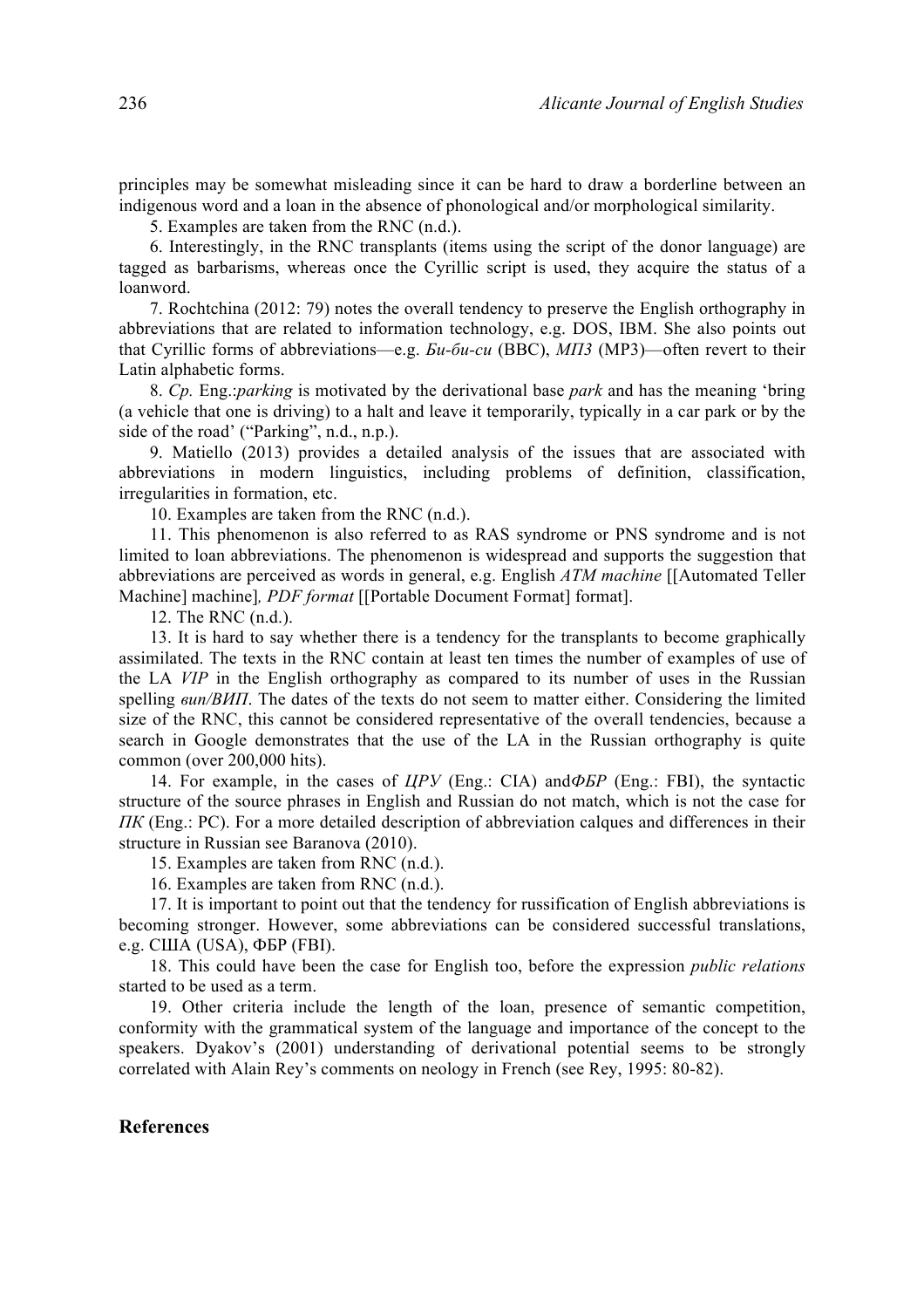principles may be somewhat misleading since it can be hard to draw a borderline between an indigenous word and a loan in the absence of phonological and/or morphological similarity.

5. Examples are taken from the RNC (n.d.).

6. Interestingly, in the RNC transplants (items using the script of the donor language) are tagged as barbarisms, whereas once the Cyrillic script is used, they acquire the status of a loanword.

7. Rochtchina (2012: 79) notes the overall tendency to preserve the English orthography in abbreviations that are related to information technology, e.g. DOS, IBM. She also points out that Cyrillic forms of abbreviations—e.g. *Би-би-си* (BBC), *МП3* (MP3)—often revert to their Latin alphabetic forms.

8. *Cp.* Eng.:*parking* is motivated by the derivational base *park* and has the meaning 'bring (a vehicle that one is driving) to a halt and leave it temporarily, typically in a car park or by the side of the road' ("Parking", n.d., n.p.).

9. Matiello (2013) provides a detailed analysis of the issues that are associated with abbreviations in modern linguistics, including problems of definition, classification, irregularities in formation, etc.

10. Examples are taken from the RNC (n.d.).

11. This phenomenon is also referred to as RAS syndrome or PNS syndrome and is not limited to loan abbreviations. The phenomenon is widespread and supports the suggestion that abbreviations are perceived as words in general, e.g. English *ATM machine* [[Automated Teller Machine] machine]*, PDF format* [[Portable Document Format] format].

12. The RNC (n.d.).

13. It is hard to say whether there is a tendency for the transplants to become graphically assimilated. The texts in the RNC contain at least ten times the number of examples of use of the LA *VIP* in the English orthography as compared to its number of uses in the Russian spelling *вип/ВИП*. The dates of the texts do not seem to matter either. Considering the limited size of the RNC, this cannot be considered representative of the overall tendencies, because a search in Google demonstrates that the use of the LA in the Russian orthography is quite common (over 200,000 hits).

14. For example, in the cases of *ЦРУ* (Eng.: CIA) and*ФБР* (Eng.: FBI), the syntactic structure of the source phrases in English and Russian do not match, which is not the case for *ПК* (Eng.: PC). For a more detailed description of abbreviation calques and differences in their structure in Russian see Baranova (2010).

15. Examples are taken from RNC (n.d.).

16. Examples are taken from RNC (n.d.).

17. It is important to point out that the tendency for russification of English abbreviations is becoming stronger. However, some abbreviations can be considered successful translations, e.g. США (USA), ФБР (FBI).

18. This could have been the case for English too, before the expression *public relations* started to be used as a term.

19. Other criteria include the length of the loan, presence of semantic competition, conformity with the grammatical system of the language and importance of the concept to the speakers. Dyakov's (2001) understanding of derivational potential seems to be strongly correlated with Alain Rey's comments on neology in French (see Rey, 1995: 80-82).

## References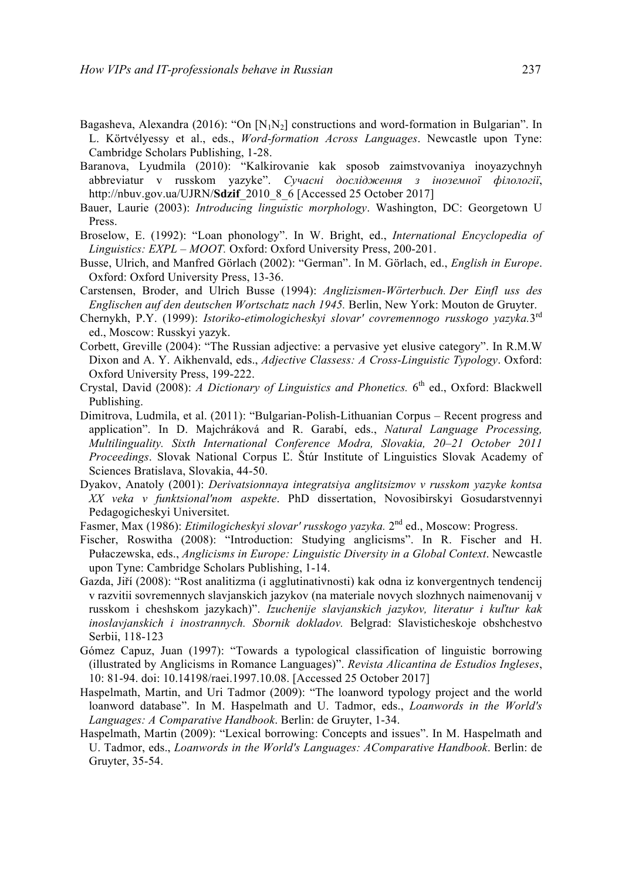Bagasheva, Alexandra (2016): "On [$N_1N_2$] constructions and word-formation in Bulgarian". In L. Körtvélyessy et al., eds., *Word-formation Across Languages*. Newcastle upon Tyne: Cambridge Scholars Publishing, 1-28.

Baranova, Lyudmila (2010): "Kalkirovanie kak sposob zaimstvovaniya inoyazychnyh abbreviatur v russkom yazyke". *Сучасні дослідження з іноземної філології*, http://nbuv.gov.ua/UJRN/**Sdzif**_2010_8_6 [Accessed 25 October 2017]

Bauer, Laurie (2003): *Introducing linguistic morphology*. Washington, DC: Georgetown U Press.

Broselow, E. (1992): "Loan phonology". In W. Bright, ed., *International Encyclopedia of Linguistics: EXPL – MOOT.* Oxford: Oxford University Press, 200-201.

Busse, Ulrich, and Manfred Görlach (2002): "German". In M. Görlach, ed., *English in Europe*. Oxford: Oxford University Press, 13-36.

Carstensen, Broder, and Ulrich Busse (1994): *Anglizismen-Wörterbuch. Der Einfl uss des Englischen auf den deutschen Wortschatz nach 1945.* Berlin, New York: Mouton de Gruyter.

Chernykh, P.Y. (1999): *Istoriko-etimologicheskyi slovar' covremennogo russkogo yazyka.* 3rd ed., Moscow: Russkyi yazyk.

Corbett, Greville (2004): "The Russian adjective: a pervasive yet elusive category". In R.M.W Dixon and A. Y. Aikhenvald, eds., *Adjective Classess: A Cross-Linguistic Typology*. Oxford: Oxford University Press, 199-222.

Crystal, David (2008): *A Dictionary of Linguistics and Phonetics.* 6th ed., Oxford: Blackwell Publishing.

Dimitrova, Ludmila, et al. (2011): "Bulgarian-Polish-Lithuanian Corpus – Recent progress and application". In D. Majchráková and R. Garabí, eds., *Natural Language Processing, Multilinguality. Sixth International Conference Modra, Slovakia, 20–21 October 2011 Proceedings*. Slovak National Corpus Ľ. Štúr Institute of Linguistics Slovak Academy of Sciences Bratislava, Slovakia, 44-50.

Dyakov, Anatoly (2001): *Derivatsionnaya integratsiya anglitsizmov v russkom yazyke kontsa XX veka v funktsional'nom aspekte*. PhD dissertation, Novosibirskyi Gosudarstvennyi Pedagogicheskyi Universitet.

Fasmer, Max (1986): *Etimilogicheskyi slovar' russkogo yazyka.* 2nd ed., Moscow: Progress.

Fischer, Roswitha (2008): "Introduction: Studying anglicisms". In R. Fischer and H. Pułaczewska, eds., *Anglicisms in Europe: Linguistic Diversity in a Global Context*. Newcastle upon Tyne: Cambridge Scholars Publishing, 1-14.

Gazda, Jiří (2008): "Rost analitizma (i agglutinativnosti) kak odna iz konvergentnych tendencij v razvitii sovremennych slavjanskich jazykov (na materiale novych slozhnych naimenovanij v russkom i cheshskom jazykach)". *Izuchenije slavjanskich jazykov, literatur i kuľtur kak inoslavjanskich i inostrannych. Sbornik dokladov.* Belgrad: Slavisticheskoje obshchestvo Serbii, 118-123

Gómez Capuz, Juan (1997): "Towards a typological classification of linguistic borrowing (illustrated by Anglicisms in Romance Languages)". *Revista Alicantina de Estudios Ingleses*, 10: 81-94. doi: 10.14198/raei.1997.10.08. [Accessed 25 October 2017]

Haspelmath, Martin, and Uri Tadmor (2009): "The loanword typology project and the world loanword database". In M. Haspelmath and U. Tadmor, eds., *Loanwords in the World's Languages: A Comparative Handbook*. Berlin: de Gruyter, 1-34.

Haspelmath, Martin (2009): "Lexical borrowing: Concepts and issues". In M. Haspelmath and U. Tadmor, eds., *Loanwords in the World's Languages: AComparative Handbook*. Berlin: de Gruyter, 35-54.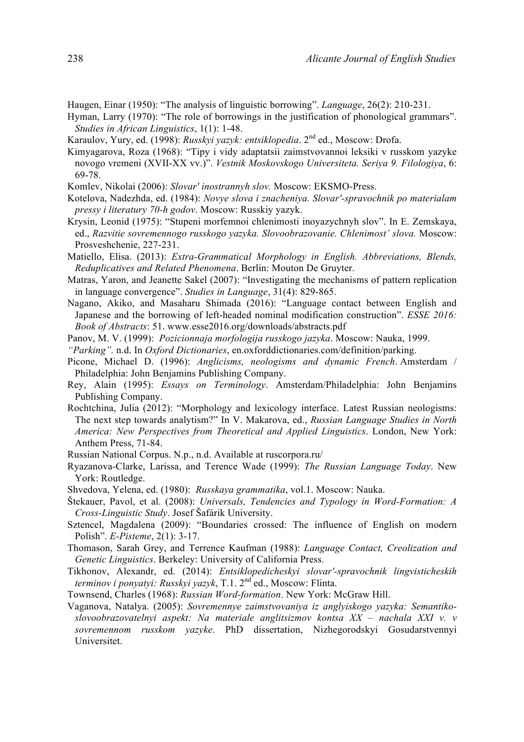Haugen, Einar (1950): "The analysis of linguistic borrowing". *Language*, 26(2): 210-231.

Hyman, Larry (1970): "The role of borrowings in the justification of phonological grammars". *Studies in African Linguistics*, 1(1): 1-48.

Karaulov, Yury, ed. (1998): *Russkyi yazyk: entsiklopedia*. 2nd ed., Moscow: Drofa.

Kimyagarova, Roza (1968): "Tipy i vidy adaptatsii zaimstvovannoi leksiki v russkom yazyke novogo vremeni (XVII-XX vv.)". *Vestnik Moskovskogo Universiteta. Seriya 9. Filologiya*, 6: 69-78.

Komlev, Nikolai (2006): *Slovar' inostrannyh slov.* Moscow: EKSMO-Press.

Kotelova, Nadezhda, ed. (1984): *Novye slova i znacheniya. Slovar'-spravochnik po materialam pressy i literatury 70-h godov*. Moscow: Russkiy yazyk.

Krysin, Leonid (1975): "Stupeni morfemnoi chlenimosti inoyazychnyh slov". In E. Zemskaya, ed., *Razvitie sovremennogo russkogo yazyka. Slovoobrazovanie. Chlenimost' slova.* Moscow: Prosveshchenie, 227-231.

Matiello, Elisa. (2013): *Extra-Grammatical Morphology in English. Abbreviations, Blends, Reduplicatives and Related Phenomena*. Berlin: Mouton De Gruyter.

Matras, Yaron, and Jeanette Sakel (2007): "Investigating the mechanisms of pattern replication in language convergence". *Studies in Language*, 31(4): 829-865.

Nagano, Akiko, and Masaharu Shimada (2016): "Language contact between English and Japanese and the borrowing of left-headed nominal modification construction". *ESSE 2016: Book of Abstracts*: 51. www.esse2016.org/downloads/abstracts.pdf

Panov, M. V. (1999): *Pozicionnaja morfologija russkogo jazyka*. Moscow: Nauka, 1999.

*"Parking".* n.d. In *Oxford Dictionaries*, en.oxforddictionaries.com/definition/parking.

Picone, Michael D. (1996): *Anglicisms, neologisms and dynamic French*. Amsterdam / Philadelphia: John Benjamins Publishing Company.

Rey, Alain (1995): *Essays on Terminology*. Amsterdam/Philadelphia: John Benjamins Publishing Company.

Rochtchina, Julia (2012): "Morphology and lexicology interface. Latest Russian neologisms: The next step towards analytism?" In V. Makarova, ed., *Russian Language Studies in North America: New Perspectives from Theoretical and Applied Linguistics*. London, New York: Anthem Press, 71-84.

Russian National Corpus. N.p., n.d. Available at ruscorpora.ru/

Ryazanova-Clarke, Larissa, and Terence Wade (1999): *The Russian Language Today*. New York: Routledge.

Shvedova, Yelena, ed. (1980): *Russkaya grammatika*, vol.1. Moscow: Nauka.

Štekauer, Pavol, et al. (2008): *Universals, Tendencies and Typology in Word-Formation: A Cross-Linguistic Study*. Josef Šafárik University.

Sztencel, Magdalena (2009): "Boundaries crossed: The influence of English on modern Polish". *E-Pisteme*, 2(1): 3-17.

Thomason, Sarah Grey, and Terrence Kaufman (1988): *Language Contact, Creolization and Genetic Linguistics*. Berkeley: University of California Press.

Tikhonov, Alexandr, ed. (2014): *Entsiklopedicheskyi slovar'-spravochnik lingvisticheskih terminov i ponyatyi: Russkyi yazyk*, T.1. 2nd ed., Moscow: Flinta.

Townsend, Charles (1968): *Russian Word-formation*. New York: McGraw Hill.

Vaganova, Natalya. (2005): *Sovremennye zaimstvovaniya iz anglyiskogo yazyka: Semantiko-slovoobrazovatelnyi aspekt: Na materiale anglitsizmov kontsa XX – nachala XXI v. v sovremennom russkom yazyke*. PhD dissertation, Nizhegorodskyi Gosudarstvennyi Universitet.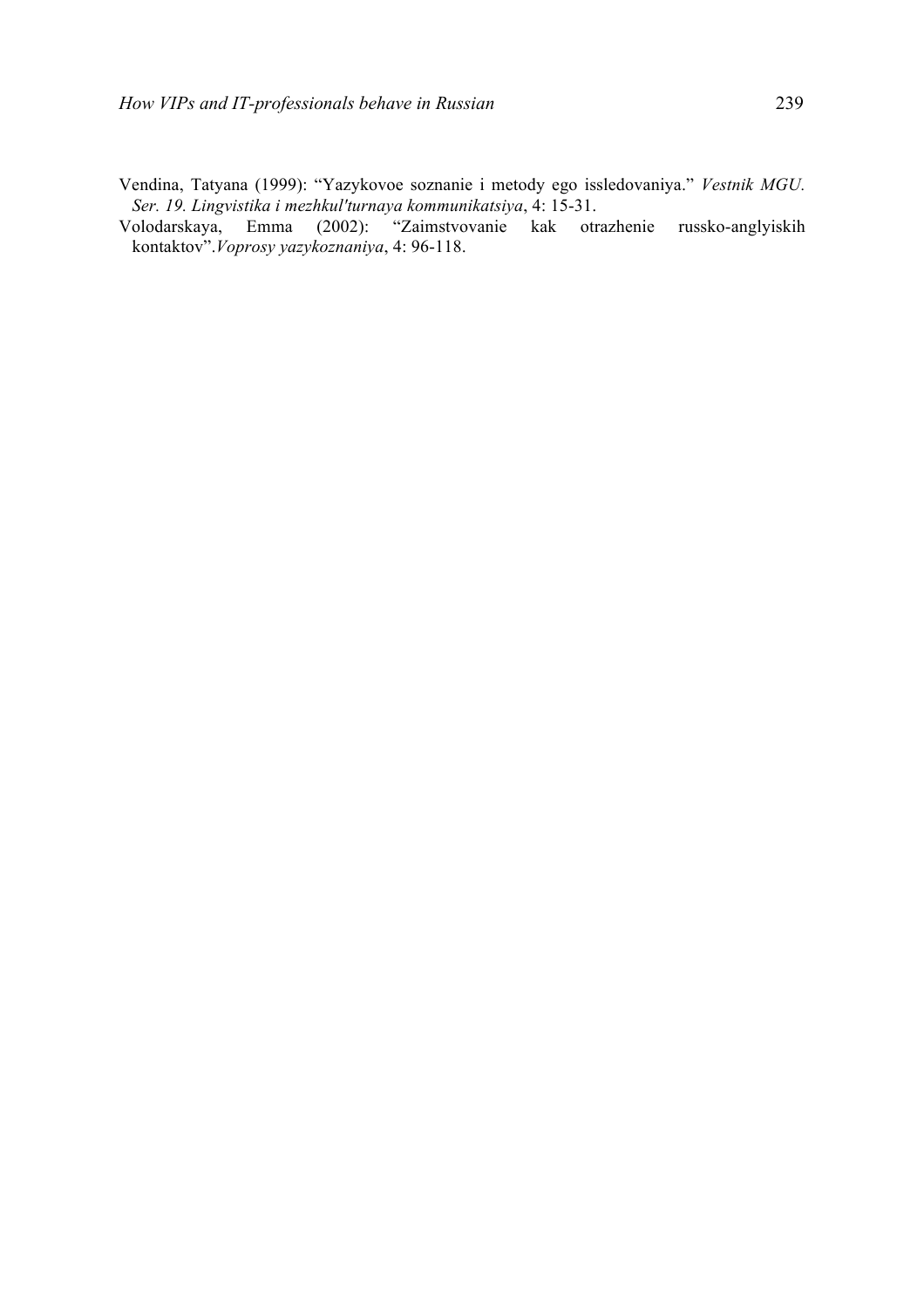Vendina, Tatyana (1999): “Yazykovoe soznanie i metody ego issledovaniya.” *Vestnik MGU. Ser. 19. Lingvistika i mezhkul'turnaya kommunikatsiya*, 4: 15-31.

Volodarskaya, Emma (2002): “Zaimstvovanie kak otrazhenie russko-anglyiskih kontaktov”.*Voprosy yazykoznaniya*, 4: 96-118.